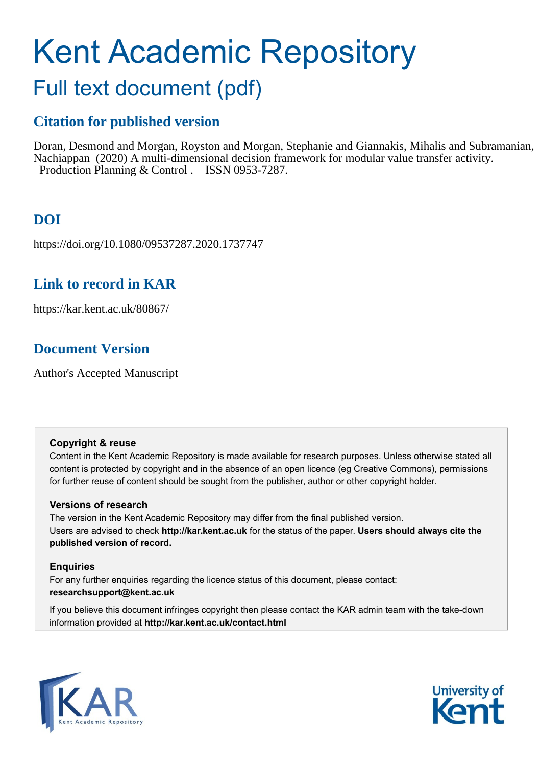# Kent Academic Repository

## Full text document (pdf)

### Citation for published version

Doran, Desmond and Morgan, Royston and Morgan, Stephanie and Giannakis, Mihalis and Subramanian, Nachiappan (2020) A multi-dimensional decision framework for modular value transfer activity. Production Planning & Control . ISSN 0953-7287.

### DOI

https://doi.org/10.1080/09537287.2020.1737747

### Link to record in KAR

https://kar.kent.ac.uk/80867/

### Document Version

Author's Accepted Manuscript

**Copyright & reuse**

Content in the Kent Academic Repository is made available for research purposes. Unless otherwise stated all content is protected by copyright and in the absence of an open licence (eg Creative Commons), permissions for further reuse of content should be sought from the publisher, author or other copyright holder.

**Versions of research**

The version in the Kent Academic Repository may differ from the final published version.
Users are advised to check **http://kar.kent.ac.uk** for the status of the paper. **Users should always cite the published version of record.**

**Enquiries**

For any further enquiries regarding the licence status of this document, please contact:
**researchsupport@kent.ac.uk**

If you believe this document infringes copyright then please contact the KAR admin team with the take-down information provided at **http://kar.kent.ac.uk/contact.html**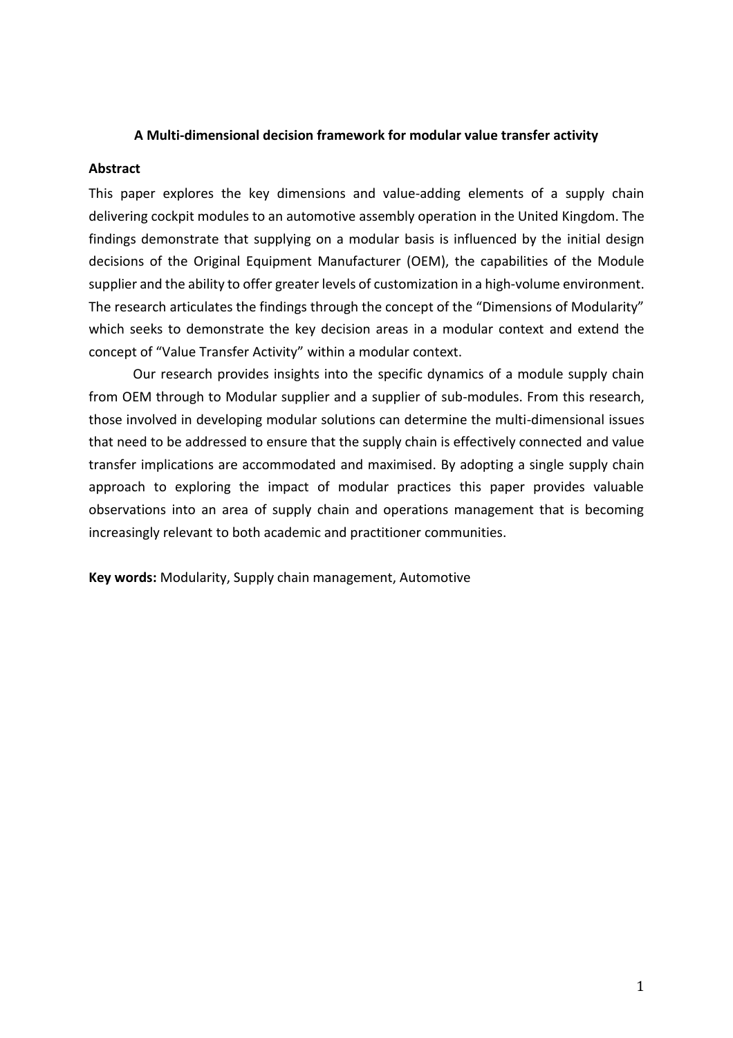**A Multi-dimensional decision framework for modular value transfer activity**

**Abstract**

This paper explores the key dimensions and value-adding elements of a supply chain delivering cockpit modules to an automotive assembly operation in the United Kingdom. The findings demonstrate that supplying on a modular basis is influenced by the initial design decisions of the Original Equipment Manufacturer (OEM), the capabilities of the Module supplier and the ability to offer greater levels of customization in a high-volume environment. The research articulates the findings through the concept of the "Dimensions of Modularity" which seeks to demonstrate the key decision areas in a modular context and extend the concept of "Value Transfer Activity" within a modular context.

Our research provides insights into the specific dynamics of a module supply chain from OEM through to Modular supplier and a supplier of sub-modules. From this research, those involved in developing modular solutions can determine the multi-dimensional issues that need to be addressed to ensure that the supply chain is effectively connected and value transfer implications are accommodated and maximised. By adopting a single supply chain approach to exploring the impact of modular practices this paper provides valuable observations into an area of supply chain and operations management that is becoming increasingly relevant to both academic and practitioner communities.

**Key words:** Modularity, Supply chain management, Automotive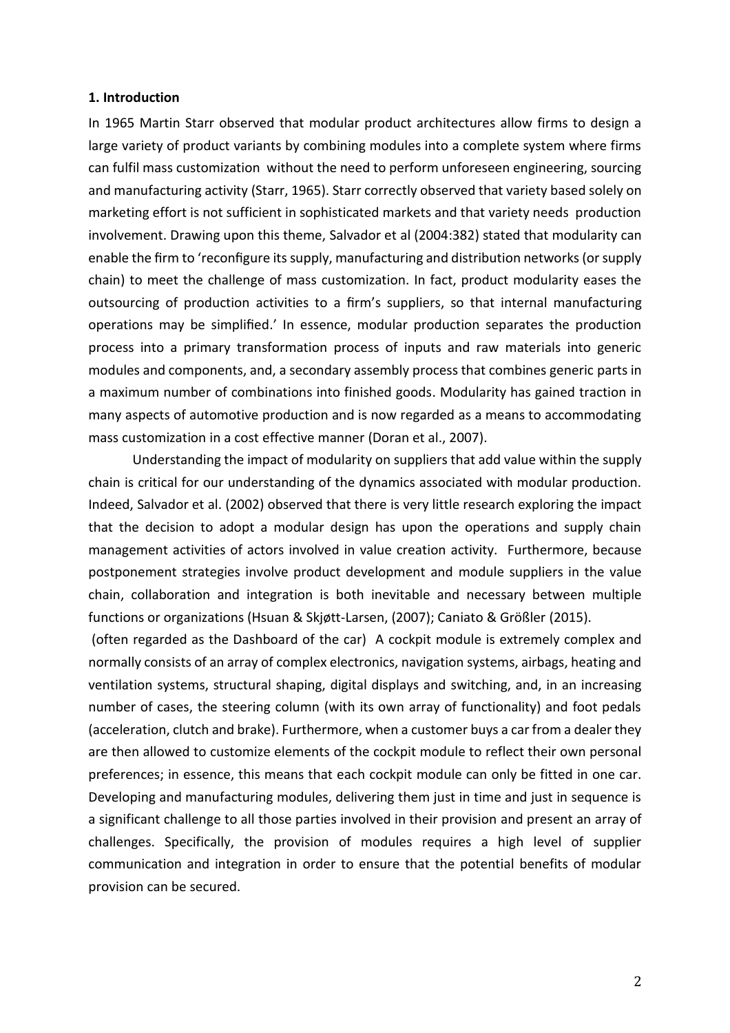**1. Introduction**

In 1965 Martin Starr observed that modular product architectures allow firms to design a large variety of product variants by combining modules into a complete system where firms can fulfil mass customization without the need to perform unforeseen engineering, sourcing and manufacturing activity (Starr, 1965). Starr correctly observed that variety based solely on marketing effort is not sufficient in sophisticated markets and that variety needs production involvement. Drawing upon this theme, Salvador et al (2004:382) stated that modularity can enable the firm to 'reconfigure its supply, manufacturing and distribution networks (or supply chain) to meet the challenge of mass customization. In fact, product modularity eases the outsourcing of production activities to a firm's suppliers, so that internal manufacturing operations may be simplified.' In essence, modular production separates the production process into a primary transformation process of inputs and raw materials into generic modules and components, and, a secondary assembly process that combines generic parts in a maximum number of combinations into finished goods. Modularity has gained traction in many aspects of automotive production and is now regarded as a means to accommodating mass customization in a cost effective manner (Doran et al., 2007).

Understanding the impact of modularity on suppliers that add value within the supply chain is critical for our understanding of the dynamics associated with modular production. Indeed, Salvador et al. (2002) observed that there is very little research exploring the impact that the decision to adopt a modular design has upon the operations and supply chain management activities of actors involved in value creation activity. Furthermore, because postponement strategies involve product development and module suppliers in the value chain, collaboration and integration is both inevitable and necessary between multiple functions or organizations (Hsuan & Skjøtt-Larsen, (2007); Caniato & Größler (2015).

(often regarded as the Dashboard of the car) A cockpit module is extremely complex and normally consists of an array of complex electronics, navigation systems, airbags, heating and ventilation systems, structural shaping, digital displays and switching, and, in an increasing number of cases, the steering column (with its own array of functionality) and foot pedals (acceleration, clutch and brake). Furthermore, when a customer buys a car from a dealer they are then allowed to customize elements of the cockpit module to reflect their own personal preferences; in essence, this means that each cockpit module can only be fitted in one car. Developing and manufacturing modules, delivering them just in time and just in sequence is a significant challenge to all those parties involved in their provision and present an array of challenges. Specifically, the provision of modules requires a high level of supplier communication and integration in order to ensure that the potential benefits of modular provision can be secured.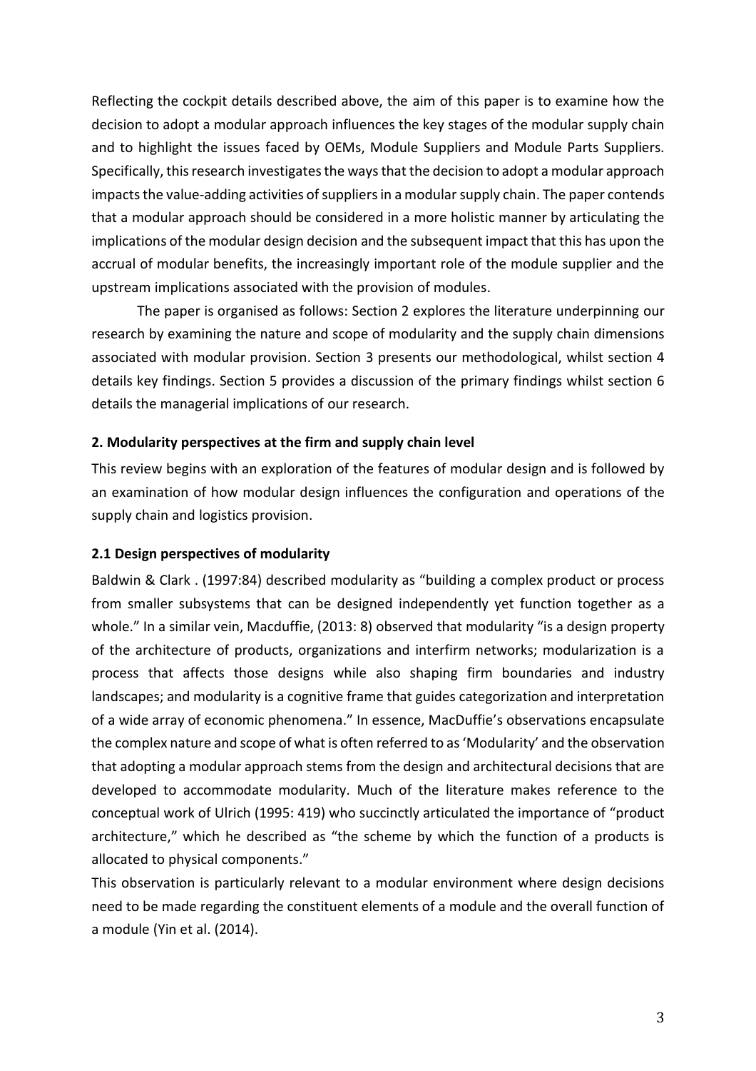Reflecting the cockpit details described above, the aim of this paper is to examine how the decision to adopt a modular approach influences the key stages of the modular supply chain and to highlight the issues faced by OEMs, Module Suppliers and Module Parts Suppliers. Specifically, this research investigates the ways that the decision to adopt a modular approach impacts the value-adding activities of suppliers in a modular supply chain. The paper contends that a modular approach should be considered in a more holistic manner by articulating the implications of the modular design decision and the subsequent impact that this has upon the accrual of modular benefits, the increasingly important role of the module supplier and the upstream implications associated with the provision of modules.

The paper is organised as follows: Section 2 explores the literature underpinning our research by examining the nature and scope of modularity and the supply chain dimensions associated with modular provision. Section 3 presents our methodological, whilst section 4 details key findings. Section 5 provides a discussion of the primary findings whilst section 6 details the managerial implications of our research.

## 2. Modularity perspectives at the firm and supply chain level

This review begins with an exploration of the features of modular design and is followed by an examination of how modular design influences the configuration and operations of the supply chain and logistics provision.

### 2.1 Design perspectives of modularity

Baldwin & Clark . (1997:84) described modularity as "building a complex product or process from smaller subsystems that can be designed independently yet function together as a whole." In a similar vein, Macduffie, (2013: 8) observed that modularity "is a design property of the architecture of products, organizations and interfirm networks; modularization is a process that affects those designs while also shaping firm boundaries and industry landscapes; and modularity is a cognitive frame that guides categorization and interpretation of a wide array of economic phenomena." In essence, MacDuffie's observations encapsulate the complex nature and scope of what is often referred to as 'Modularity' and the observation that adopting a modular approach stems from the design and architectural decisions that are developed to accommodate modularity. Much of the literature makes reference to the conceptual work of Ulrich (1995: 419) who succinctly articulated the importance of "product architecture," which he described as "the scheme by which the function of a products is allocated to physical components."

This observation is particularly relevant to a modular environment where design decisions need to be made regarding the constituent elements of a module and the overall function of a module (Yin et al. (2014).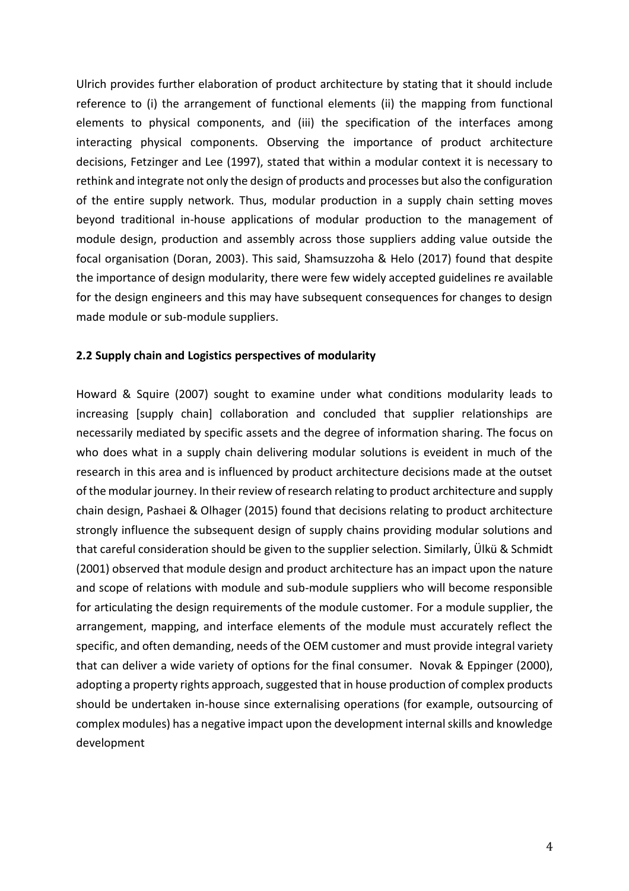Ulrich provides further elaboration of product architecture by stating that it should include reference to (i) the arrangement of functional elements (ii) the mapping from functional elements to physical components, and (iii) the specification of the interfaces among interacting physical components. Observing the importance of product architecture decisions, Fetzinger and Lee (1997), stated that within a modular context it is necessary to rethink and integrate not only the design of products and processes but also the configuration of the entire supply network. Thus, modular production in a supply chain setting moves beyond traditional in-house applications of modular production to the management of module design, production and assembly across those suppliers adding value outside the focal organisation (Doran, 2003). This said, Shamsuzzoha & Helo (2017) found that despite the importance of design modularity, there were few widely accepted guidelines re available for the design engineers and this may have subsequent consequences for changes to design made module or sub-module suppliers.

### 2.2 Supply chain and Logistics perspectives of modularity

Howard & Squire (2007) sought to examine under what conditions modularity leads to increasing [supply chain] collaboration and concluded that supplier relationships are necessarily mediated by specific assets and the degree of information sharing. The focus on who does what in a supply chain delivering modular solutions is eveident in much of the research in this area and is influenced by product architecture decisions made at the outset of the modular journey. In their review of research relating to product architecture and supply chain design, Pashaei & Olhager (2015) found that decisions relating to product architecture strongly influence the subsequent design of supply chains providing modular solutions and that careful consideration should be given to the supplier selection. Similarly, Ülkü & Schmidt (2001) observed that module design and product architecture has an impact upon the nature and scope of relations with module and sub-module suppliers who will become responsible for articulating the design requirements of the module customer. For a module supplier, the arrangement, mapping, and interface elements of the module must accurately reflect the specific, and often demanding, needs of the OEM customer and must provide integral variety that can deliver a wide variety of options for the final consumer. Novak & Eppinger (2000), adopting a property rights approach, suggested that in house production of complex products should be undertaken in-house since externalising operations (for example, outsourcing of complex modules) has a negative impact upon the development internal skills and knowledge development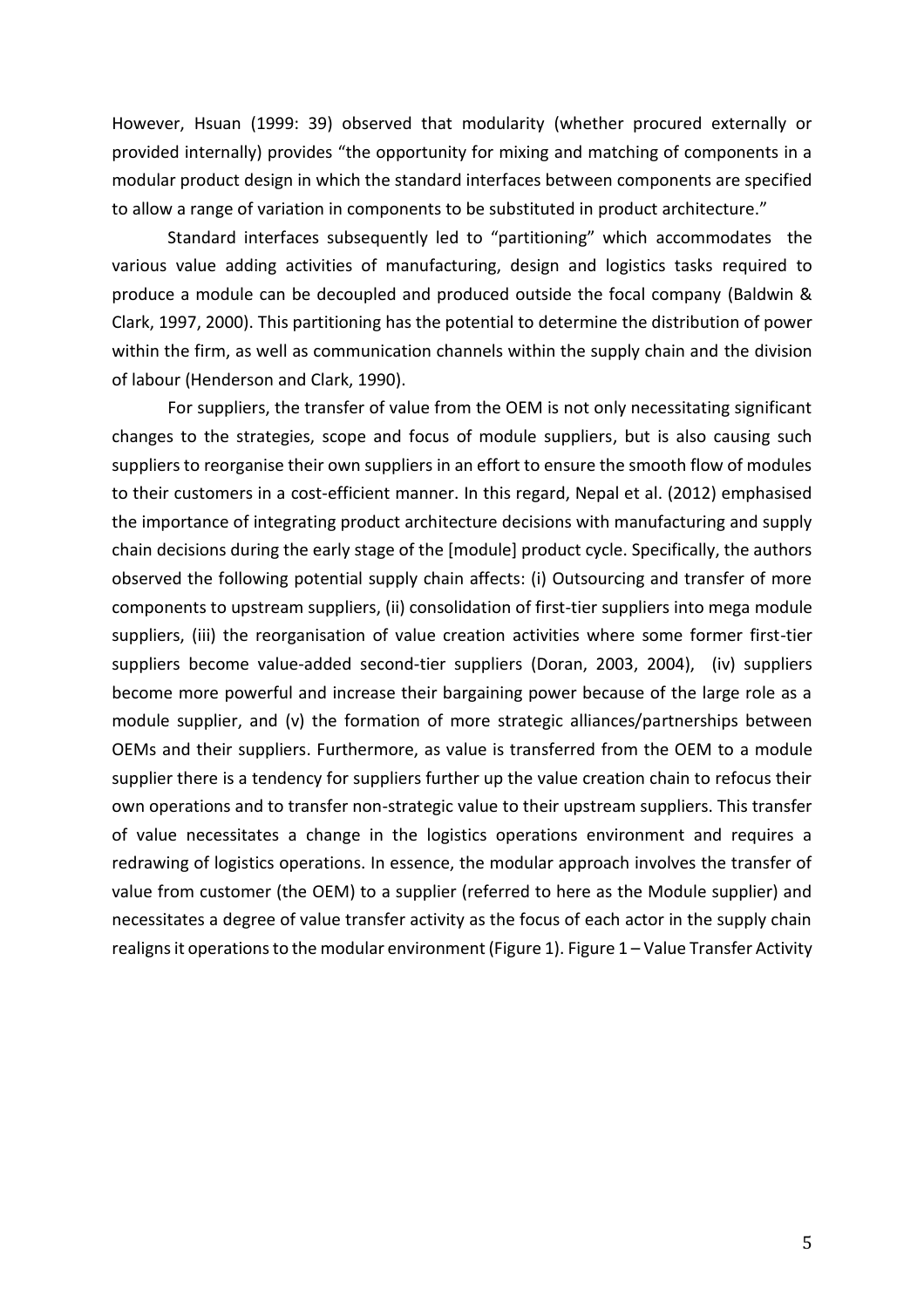However, Hsuan (1999: 39) observed that modularity (whether procured externally or provided internally) provides "the opportunity for mixing and matching of components in a modular product design in which the standard interfaces between components are specified to allow a range of variation in components to be substituted in product architecture."

Standard interfaces subsequently led to "partitioning" which accommodates the various value adding activities of manufacturing, design and logistics tasks required to produce a module can be decoupled and produced outside the focal company (Baldwin & Clark, 1997, 2000). This partitioning has the potential to determine the distribution of power within the firm, as well as communication channels within the supply chain and the division of labour (Henderson and Clark, 1990).

For suppliers, the transfer of value from the OEM is not only necessitating significant changes to the strategies, scope and focus of module suppliers, but is also causing such suppliers to reorganise their own suppliers in an effort to ensure the smooth flow of modules to their customers in a cost-efficient manner. In this regard, Nepal et al. (2012) emphasised the importance of integrating product architecture decisions with manufacturing and supply chain decisions during the early stage of the [module] product cycle. Specifically, the authors observed the following potential supply chain affects: (i) Outsourcing and transfer of more components to upstream suppliers, (ii) consolidation of first-tier suppliers into mega module suppliers, (iii) the reorganisation of value creation activities where some former first-tier suppliers become value-added second-tier suppliers (Doran, 2003, 2004), (iv) suppliers become more powerful and increase their bargaining power because of the large role as a module supplier, and (v) the formation of more strategic alliances/partnerships between OEMs and their suppliers. Furthermore, as value is transferred from the OEM to a module supplier there is a tendency for suppliers further up the value creation chain to refocus their own operations and to transfer non-strategic value to their upstream suppliers. This transfer of value necessitates a change in the logistics operations environment and requires a redrawing of logistics operations. In essence, the modular approach involves the transfer of value from customer (the OEM) to a supplier (referred to here as the Module supplier) and necessitates a degree of value transfer activity as the focus of each actor in the supply chain realigns it operations to the modular environment (Figure 1). Figure 1 – Value Transfer Activity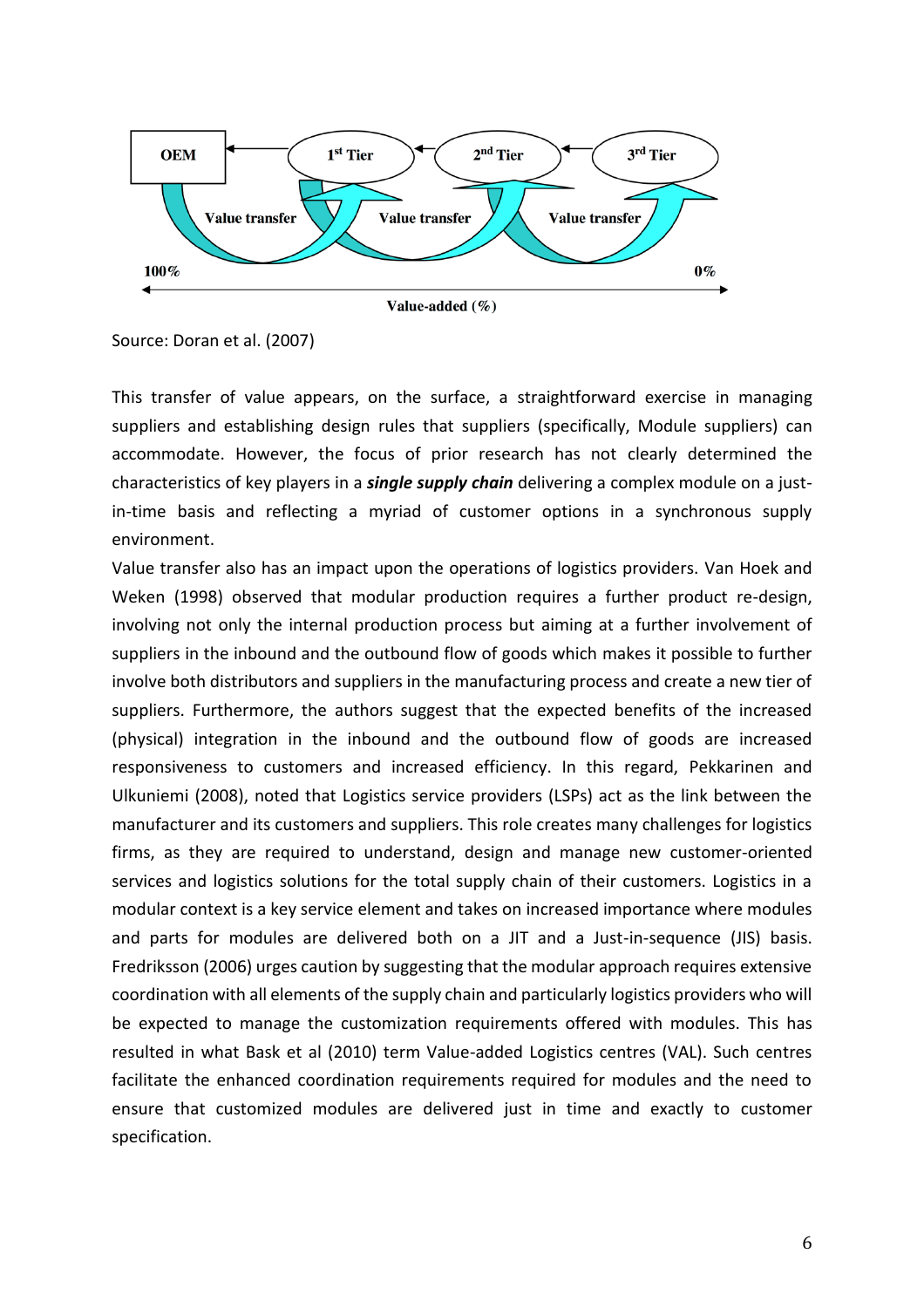Source: Doran et al. (2007)

This transfer of value appears, on the surface, a straightforward exercise in managing suppliers and establishing design rules that suppliers (specifically, Module suppliers) can accommodate. However, the focus of prior research has not clearly determined the characteristics of key players in a ***single supply chain*** delivering a complex module on a just-in-time basis and reflecting a myriad of customer options in a synchronous supply environment.

Value transfer also has an impact upon the operations of logistics providers. Van Hoek and Weken (1998) observed that modular production requires a further product re-design, involving not only the internal production process but aiming at a further involvement of suppliers in the inbound and the outbound flow of goods which makes it possible to further involve both distributors and suppliers in the manufacturing process and create a new tier of suppliers. Furthermore, the authors suggest that the expected benefits of the increased (physical) integration in the inbound and the outbound flow of goods are increased responsiveness to customers and increased efficiency. In this regard, Pekkarinen and Ulkuniemi (2008), noted that Logistics service providers (LSPs) act as the link between the manufacturer and its customers and suppliers. This role creates many challenges for logistics firms, as they are required to understand, design and manage new customer-oriented services and logistics solutions for the total supply chain of their customers. Logistics in a modular context is a key service element and takes on increased importance where modules and parts for modules are delivered both on a JIT and a Just-in-sequence (JIS) basis. Fredriksson (2006) urges caution by suggesting that the modular approach requires extensive coordination with all elements of the supply chain and particularly logistics providers who will be expected to manage the customization requirements offered with modules. This has resulted in what Bask et al (2010) term Value-added Logistics centres (VAL). Such centres facilitate the enhanced coordination requirements required for modules and the need to ensure that customized modules are delivered just in time and exactly to customer specification.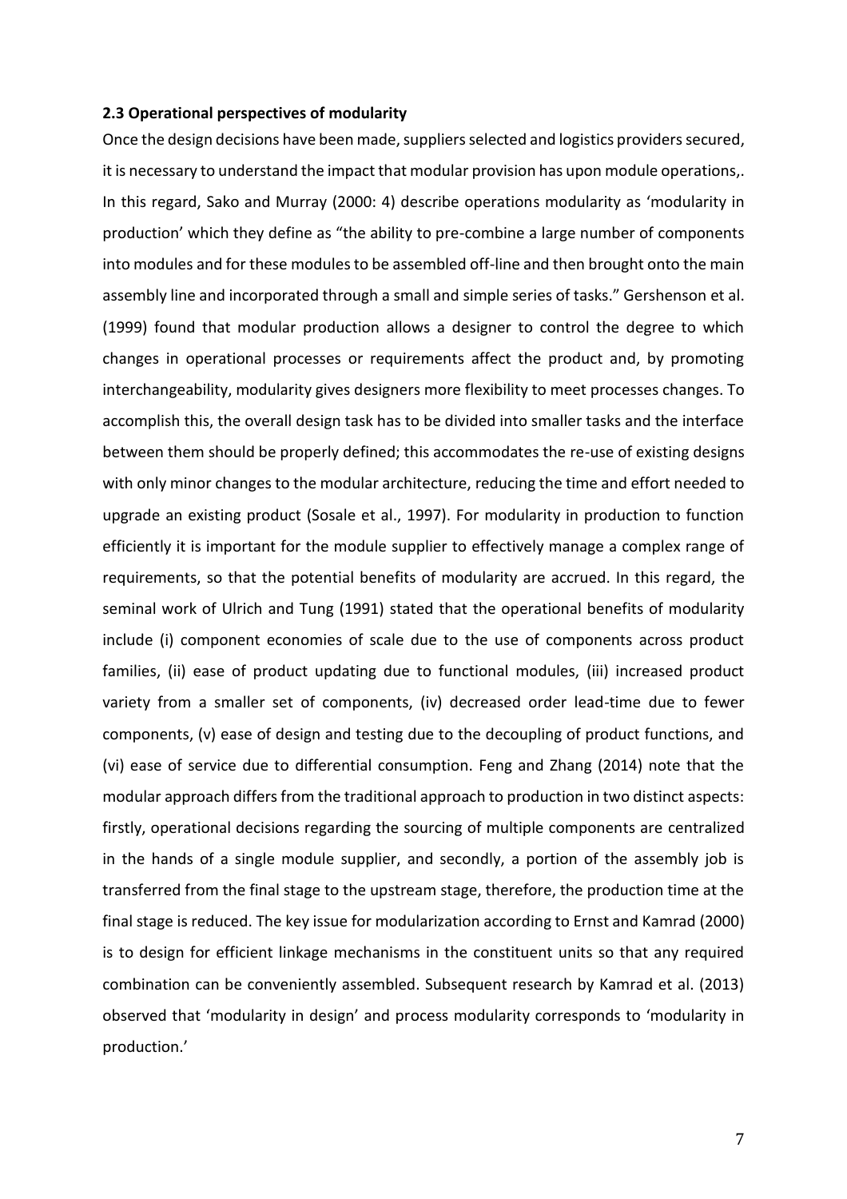**2.3 Operational perspectives of modularity**

Once the design decisions have been made, suppliers selected and logistics providers secured, it is necessary to understand the impact that modular provision has upon module operations,. In this regard, Sako and Murray (2000: 4) describe operations modularity as 'modularity in production' which they define as "the ability to pre-combine a large number of components into modules and for these modules to be assembled off-line and then brought onto the main assembly line and incorporated through a small and simple series of tasks." Gershenson et al. (1999) found that modular production allows a designer to control the degree to which changes in operational processes or requirements affect the product and, by promoting interchangeability, modularity gives designers more flexibility to meet processes changes. To accomplish this, the overall design task has to be divided into smaller tasks and the interface between them should be properly defined; this accommodates the re-use of existing designs with only minor changes to the modular architecture, reducing the time and effort needed to upgrade an existing product (Sosale et al., 1997). For modularity in production to function efficiently it is important for the module supplier to effectively manage a complex range of requirements, so that the potential benefits of modularity are accrued. In this regard, the seminal work of Ulrich and Tung (1991) stated that the operational benefits of modularity include (i) component economies of scale due to the use of components across product families, (ii) ease of product updating due to functional modules, (iii) increased product variety from a smaller set of components, (iv) decreased order lead-time due to fewer components, (v) ease of design and testing due to the decoupling of product functions, and (vi) ease of service due to differential consumption. Feng and Zhang (2014) note that the modular approach differs from the traditional approach to production in two distinct aspects: firstly, operational decisions regarding the sourcing of multiple components are centralized in the hands of a single module supplier, and secondly, a portion of the assembly job is transferred from the final stage to the upstream stage, therefore, the production time at the final stage is reduced. The key issue for modularization according to Ernst and Kamrad (2000) is to design for efficient linkage mechanisms in the constituent units so that any required combination can be conveniently assembled. Subsequent research by Kamrad et al. (2013) observed that 'modularity in design' and process modularity corresponds to 'modularity in production.'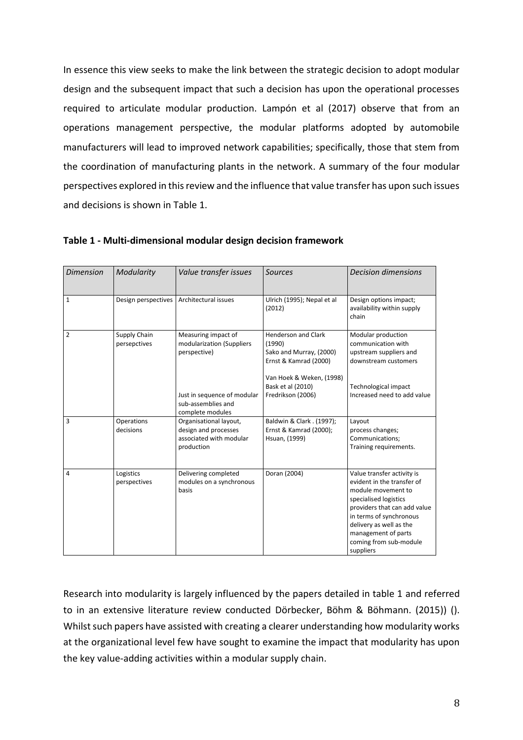In essence this view seeks to make the link between the strategic decision to adopt modular design and the subsequent impact that such a decision has upon the operational processes required to articulate modular production. Lampón et al (2017) observe that from an operations management perspective, the modular platforms adopted by automobile manufacturers will lead to improved network capabilities; specifically, those that stem from the coordination of manufacturing plants in the network. A summary of the four modular perspectives explored in this review and the influence that value transfer has upon such issues and decisions is shown in Table 1.

**Table 1 - Multi-dimensional modular design decision framework**

| *Dimension* | *Modularity* | *Value transfer issues* | *Sources* | *Decision dimensions* |
|---|---|---|---|---|
| 1 | Design perspectives | Architectural issues | Ulrich (1995); Nepal et al (2012) | Design options impact; availability within supply chain |
| 2 | Supply Chain persepctives | Measuring impact of modularization (Suppliers perspective)<br><br>Just in sequence of modular sub-assemblies and complete modules | Henderson and Clark (1990)<br>Sako and Murray, (2000)<br>Ernst & Kamrad (2000)<br><br>Van Hoek & Weken, (1998)<br>Bask et al (2010)<br>Fredrikson (2006) | Modular production communication with upstream suppliers and downstream customers<br><br>Technological impact<br>Increased need to add value |
| 3 | Operations decisions | Organisational layout, design and processes associated with modular production | Baldwin & Clark . (1997); Ernst & Kamrad (2000); Hsuan, (1999) | Layout<br>process changes;<br>Communications;<br>Training requirements. |
| 4 | Logistics perspectives | Delivering completed modules on a synchronous basis | Doran (2004) | Value transfer activity is evident in the transfer of module movement to specialised logistics providers that can add value in terms of synchronous delivery as well as the management of parts coming from sub-module suppliers |

Research into modularity is largely influenced by the papers detailed in table 1 and referred to in an extensive literature review conducted Dörbecker, Böhm & Böhmann. (2015)) (). Whilst such papers have assisted with creating a clearer understanding how modularity works at the organizational level few have sought to examine the impact that modularity has upon the key value-adding activities within a modular supply chain.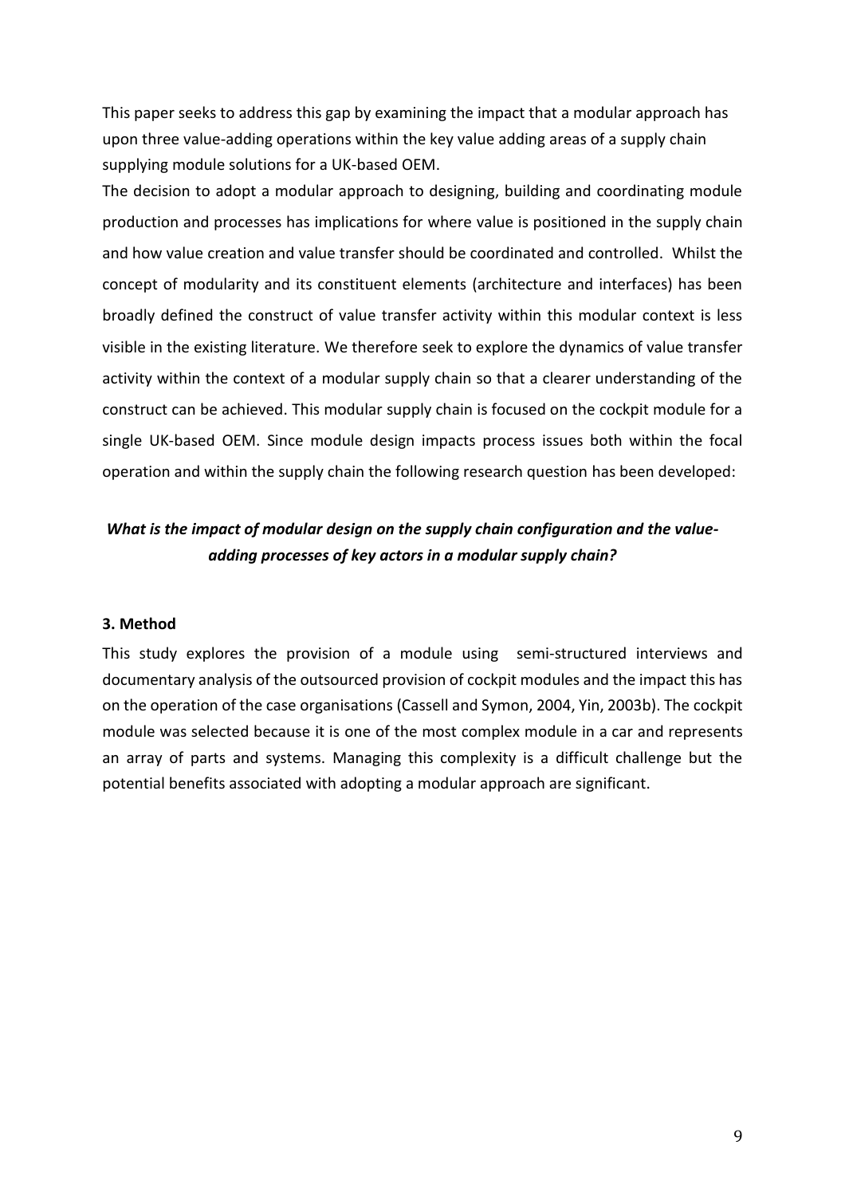This paper seeks to address this gap by examining the impact that a modular approach has upon three value-adding operations within the key value adding areas of a supply chain supplying module solutions for a UK-based OEM.

The decision to adopt a modular approach to designing, building and coordinating module production and processes has implications for where value is positioned in the supply chain and how value creation and value transfer should be coordinated and controlled. Whilst the concept of modularity and its constituent elements (architecture and interfaces) has been broadly defined the construct of value transfer activity within this modular context is less visible in the existing literature. We therefore seek to explore the dynamics of value transfer activity within the context of a modular supply chain so that a clearer understanding of the construct can be achieved. This modular supply chain is focused on the cockpit module for a single UK-based OEM. Since module design impacts process issues both within the focal operation and within the supply chain the following research question has been developed:

***What is the impact of modular design on the supply chain configuration and the value-adding processes of key actors in a modular supply chain?***

### 3. Method

This study explores the provision of a module using semi-structured interviews and documentary analysis of the outsourced provision of cockpit modules and the impact this has on the operation of the case organisations (Cassell and Symon, 2004, Yin, 2003b). The cockpit module was selected because it is one of the most complex module in a car and represents an array of parts and systems. Managing this complexity is a difficult challenge but the potential benefits associated with adopting a modular approach are significant.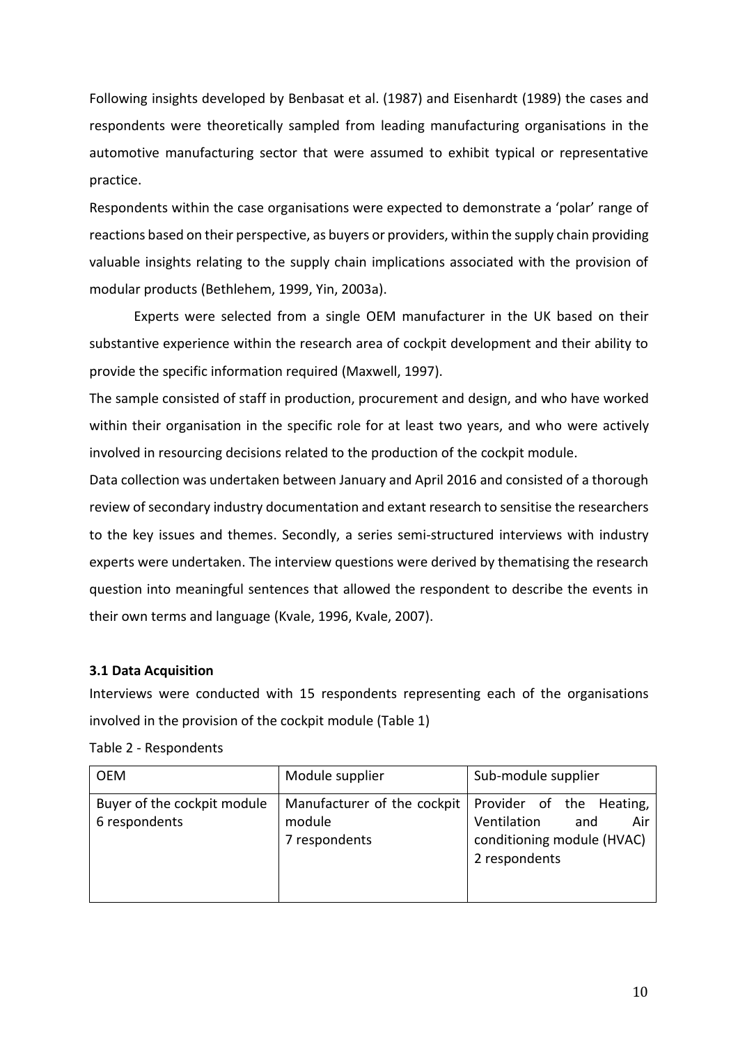Following insights developed by Benbasat et al. (1987) and Eisenhardt (1989) the cases and respondents were theoretically sampled from leading manufacturing organisations in the automotive manufacturing sector that were assumed to exhibit typical or representative practice.

Respondents within the case organisations were expected to demonstrate a 'polar' range of reactions based on their perspective, as buyers or providers, within the supply chain providing valuable insights relating to the supply chain implications associated with the provision of modular products (Bethlehem, 1999, Yin, 2003a).

Experts were selected from a single OEM manufacturer in the UK based on their substantive experience within the research area of cockpit development and their ability to provide the specific information required (Maxwell, 1997).

The sample consisted of staff in production, procurement and design, and who have worked within their organisation in the specific role for at least two years, and who were actively involved in resourcing decisions related to the production of the cockpit module.

Data collection was undertaken between January and April 2016 and consisted of a thorough review of secondary industry documentation and extant research to sensitise the researchers to the key issues and themes. Secondly, a series semi-structured interviews with industry experts were undertaken. The interview questions were derived by thematising the research question into meaningful sentences that allowed the respondent to describe the events in their own terms and language (Kvale, 1996, Kvale, 2007).

### 3.1 Data Acquisition

Interviews were conducted with 15 respondents representing each of the organisations involved in the provision of the cockpit module (Table 1)

Table 2 - Respondents

| OEM | Module supplier | Sub-module supplier |
|---|---|---|
| Buyer of the cockpit module<br>6 respondents | Manufacturer of the cockpit module<br>7 respondents | Provider of the Heating, Ventilation and Air conditioning module (HVAC)<br>2 respondents |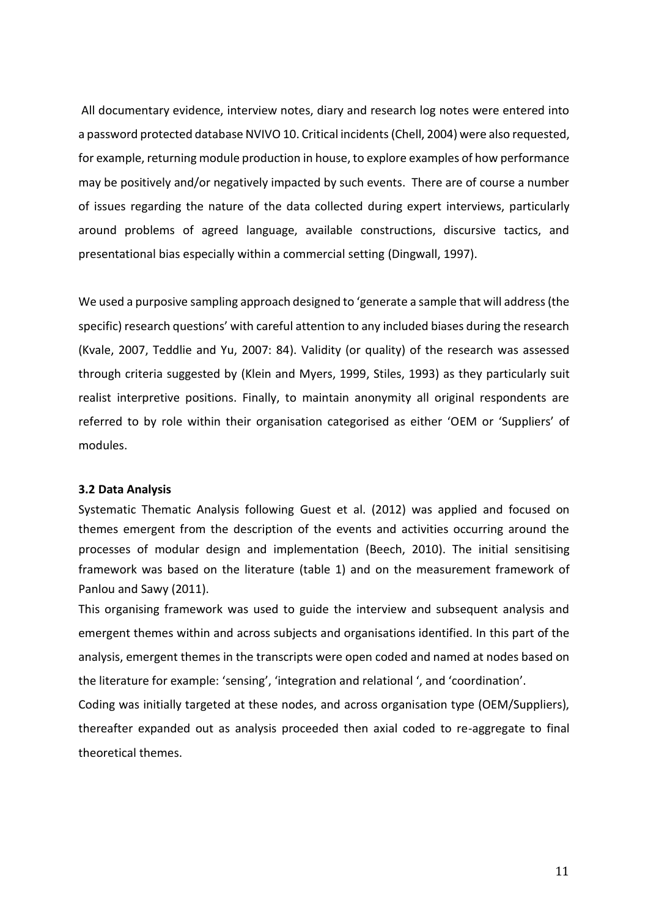All documentary evidence, interview notes, diary and research log notes were entered into a password protected database NVIVO 10. Critical incidents (Chell, 2004) were also requested, for example, returning module production in house, to explore examples of how performance may be positively and/or negatively impacted by such events. There are of course a number of issues regarding the nature of the data collected during expert interviews, particularly around problems of agreed language, available constructions, discursive tactics, and presentational bias especially within a commercial setting (Dingwall, 1997).

We used a purposive sampling approach designed to 'generate a sample that will address (the specific) research questions' with careful attention to any included biases during the research (Kvale, 2007, Teddlie and Yu, 2007: 84). Validity (or quality) of the research was assessed through criteria suggested by (Klein and Myers, 1999, Stiles, 1993) as they particularly suit realist interpretive positions. Finally, to maintain anonymity all original respondents are referred to by role within their organisation categorised as either 'OEM or 'Suppliers' of modules.

### 3.2 Data Analysis

Systematic Thematic Analysis following Guest et al. (2012) was applied and focused on themes emergent from the description of the events and activities occurring around the processes of modular design and implementation (Beech, 2010). The initial sensitising framework was based on the literature (table 1) and on the measurement framework of Panlou and Sawy (2011).

This organising framework was used to guide the interview and subsequent analysis and emergent themes within and across subjects and organisations identified. In this part of the analysis, emergent themes in the transcripts were open coded and named at nodes based on the literature for example: 'sensing', 'integration and relational ', and 'coordination'.

Coding was initially targeted at these nodes, and across organisation type (OEM/Suppliers), thereafter expanded out as analysis proceeded then axial coded to re-aggregate to final theoretical themes.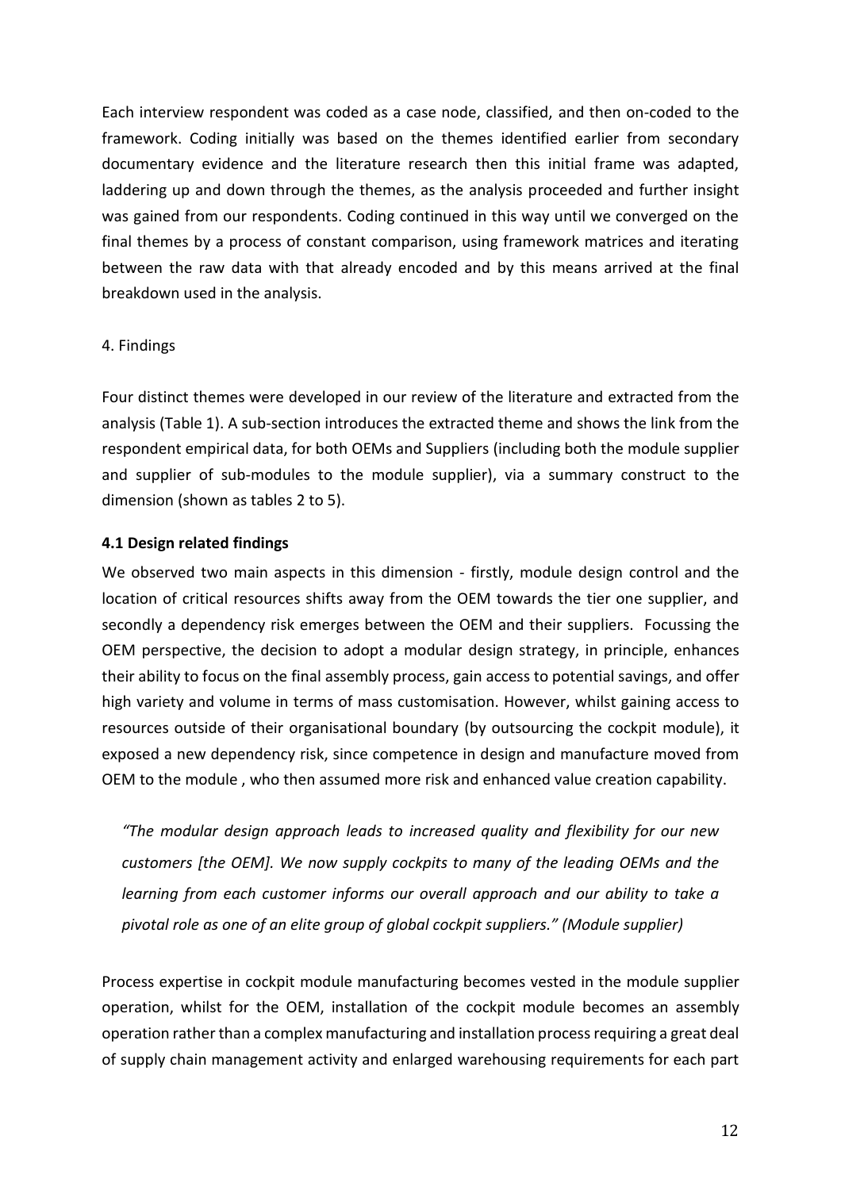Each interview respondent was coded as a case node, classified, and then on-coded to the framework. Coding initially was based on the themes identified earlier from secondary documentary evidence and the literature research then this initial frame was adapted, laddering up and down through the themes, as the analysis proceeded and further insight was gained from our respondents. Coding continued in this way until we converged on the final themes by a process of constant comparison, using framework matrices and iterating between the raw data with that already encoded and by this means arrived at the final breakdown used in the analysis.

## 4. Findings

Four distinct themes were developed in our review of the literature and extracted from the analysis (Table 1). A sub-section introduces the extracted theme and shows the link from the respondent empirical data, for both OEMs and Suppliers (including both the module supplier and supplier of sub-modules to the module supplier), via a summary construct to the dimension (shown as tables 2 to 5).

### 4.1 Design related findings

We observed two main aspects in this dimension - firstly, module design control and the location of critical resources shifts away from the OEM towards the tier one supplier, and secondly a dependency risk emerges between the OEM and their suppliers. Focussing the OEM perspective, the decision to adopt a modular design strategy, in principle, enhances their ability to focus on the final assembly process, gain access to potential savings, and offer high variety and volume in terms of mass customisation. However, whilst gaining access to resources outside of their organisational boundary (by outsourcing the cockpit module), it exposed a new dependency risk, since competence in design and manufacture moved from OEM to the module , who then assumed more risk and enhanced value creation capability.

> *"The modular design approach leads to increased quality and flexibility for our new customers [the OEM]. We now supply cockpits to many of the leading OEMs and the learning from each customer informs our overall approach and our ability to take a pivotal role as one of an elite group of global cockpit suppliers." (Module supplier)*

Process expertise in cockpit module manufacturing becomes vested in the module supplier operation, whilst for the OEM, installation of the cockpit module becomes an assembly operation rather than a complex manufacturing and installation process requiring a great deal of supply chain management activity and enlarged warehousing requirements for each part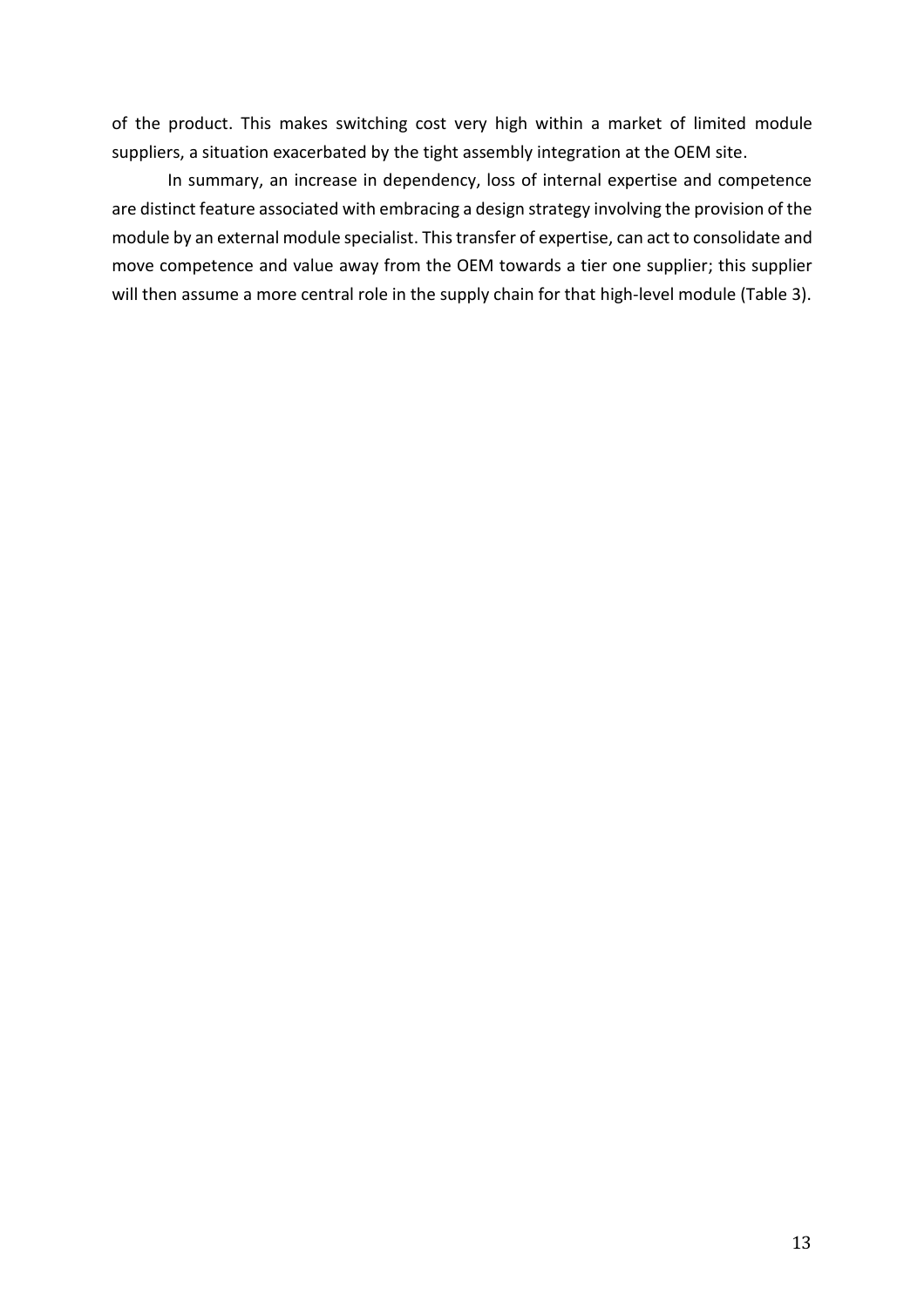of the product. This makes switching cost very high within a market of limited module suppliers, a situation exacerbated by the tight assembly integration at the OEM site.

In summary, an increase in dependency, loss of internal expertise and competence are distinct feature associated with embracing a design strategy involving the provision of the module by an external module specialist. This transfer of expertise, can act to consolidate and move competence and value away from the OEM towards a tier one supplier; this supplier will then assume a more central role in the supply chain for that high-level module (Table 3).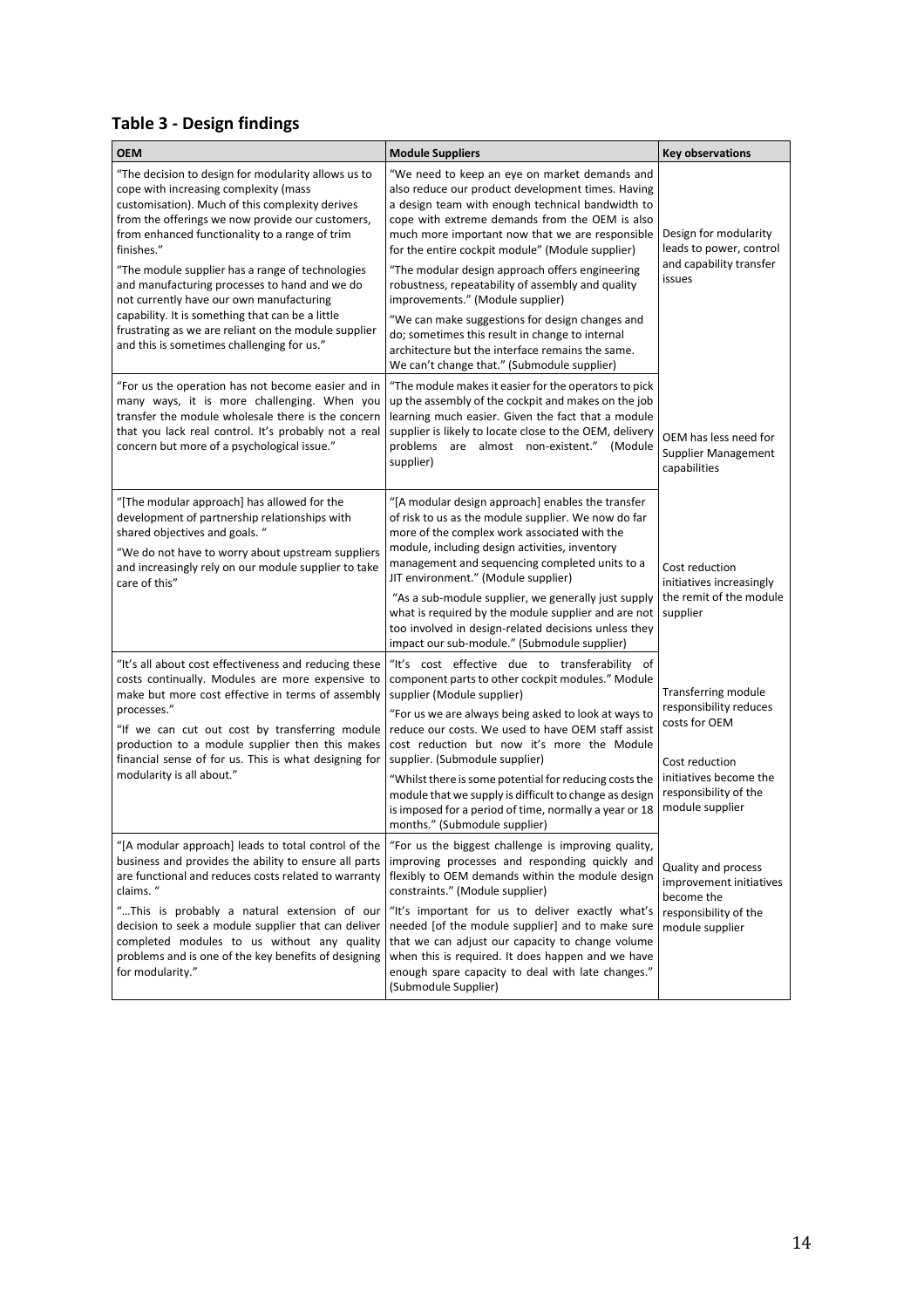## Table 3 - Design findings

| OEM | Module Suppliers | Key observations |
| --- | --- | --- |
| "The decision to design for modularity allows us to cope with increasing complexity (mass customisation). Much of this complexity derives from the offerings we now provide our customers, from enhanced functionality to a range of trim finishes." "The module supplier has a range of technologies and manufacturing processes to hand and we do not currently have our own manufacturing capability. It is something that can be a little frustrating as we are reliant on the module supplier and this is sometimes challenging for us." | "We need to keep an eye on market demands and also reduce our product development times. Having a design team with enough technical bandwidth to cope with extreme demands from the OEM is also much more important now that we are responsible for the entire cockpit module" (Module supplier) "The modular design approach offers engineering robustness, repeatability of assembly and quality improvements." (Module supplier) "We can make suggestions for design changes and do; sometimes this result in change to internal architecture but the interface remains the same. We can't change that." (Submodule supplier) | Design for modularity leads to power, control and capability transfer issues |
| "For us the operation has not become easier and in many ways, it is more challenging. When you transfer the module wholesale there is the concern that you lack real control. It's probably not a real concern but more of a psychological issue." | "The module makes it easier for the operators to pick up the assembly of the cockpit and makes on the job learning much easier. Given the fact that a module supplier is likely to locate close to the OEM, delivery problems are almost non-existent." (Module supplier) | OEM has less need for Supplier Management capabilities |
| "[The modular approach] has allowed for the development of partnership relationships with shared objectives and goals. " "We do not have to worry about upstream suppliers and increasingly rely on our module supplier to take care of this" | "[A modular design approach] enables the transfer of risk to us as the module supplier. We now do far more of the complex work associated with the module, including design activities, inventory management and sequencing completed units to a JIT environment." (Module supplier) "As a sub-module supplier, we generally just supply what is required by the module supplier and are not too involved in design-related decisions unless they impact our sub-module." (Submodule supplier) | Cost reduction initiatives increasingly the remit of the module supplier |
| "It's all about cost effectiveness and reducing these costs continually. Modules are more expensive to make but more cost effective in terms of assembly processes." "If we can cut out cost by transferring module production to a module supplier then this makes financial sense of for us. This is what designing for modularity is all about." | "It's cost effective due to transferability of component parts to other cockpit modules." Module supplier (Module supplier) "For us we are always being asked to look at ways to reduce our costs. We used to have OEM staff assist cost reduction but now it's more the Module supplier. (Submodule supplier) "Whilst there is some potential for reducing costs the module that we supply is difficult to change as design is imposed for a period of time, normally a year or 18 months." (Submodule supplier) | Transferring module responsibility reduces costs for OEM<br><br>Cost reduction initiatives become the responsibility of the module supplier |
| "[A modular approach] leads to total control of the business and provides the ability to ensure all parts are functional and reduces costs related to warranty claims. " "…This is probably a natural extension of our decision to seek a module supplier that can deliver completed modules to us without any quality problems and is one of the key benefits of designing for modularity." | "For us the biggest challenge is improving quality, improving processes and responding quickly and flexibly to OEM demands within the module design constraints." (Module supplier) "It's important for us to deliver exactly what's needed [of the module supplier] and to make sure that we can adjust our capacity to change volume when this is required. It does happen and we have enough spare capacity to deal with late changes." (Submodule Supplier) | Quality and process improvement initiatives become the responsibility of the module supplier |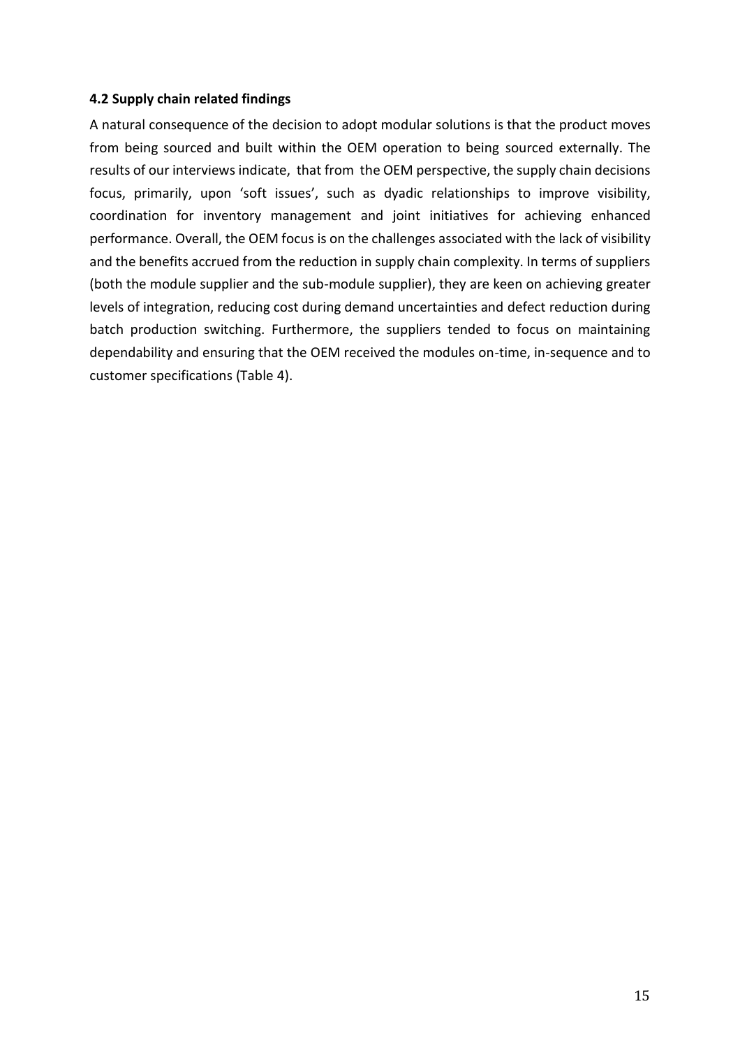### 4.2 Supply chain related findings

A natural consequence of the decision to adopt modular solutions is that the product moves from being sourced and built within the OEM operation to being sourced externally. The results of our interviews indicate, that from the OEM perspective, the supply chain decisions focus, primarily, upon 'soft issues', such as dyadic relationships to improve visibility, coordination for inventory management and joint initiatives for achieving enhanced performance. Overall, the OEM focus is on the challenges associated with the lack of visibility and the benefits accrued from the reduction in supply chain complexity. In terms of suppliers (both the module supplier and the sub-module supplier), they are keen on achieving greater levels of integration, reducing cost during demand uncertainties and defect reduction during batch production switching. Furthermore, the suppliers tended to focus on maintaining dependability and ensuring that the OEM received the modules on-time, in-sequence and to customer specifications (Table 4).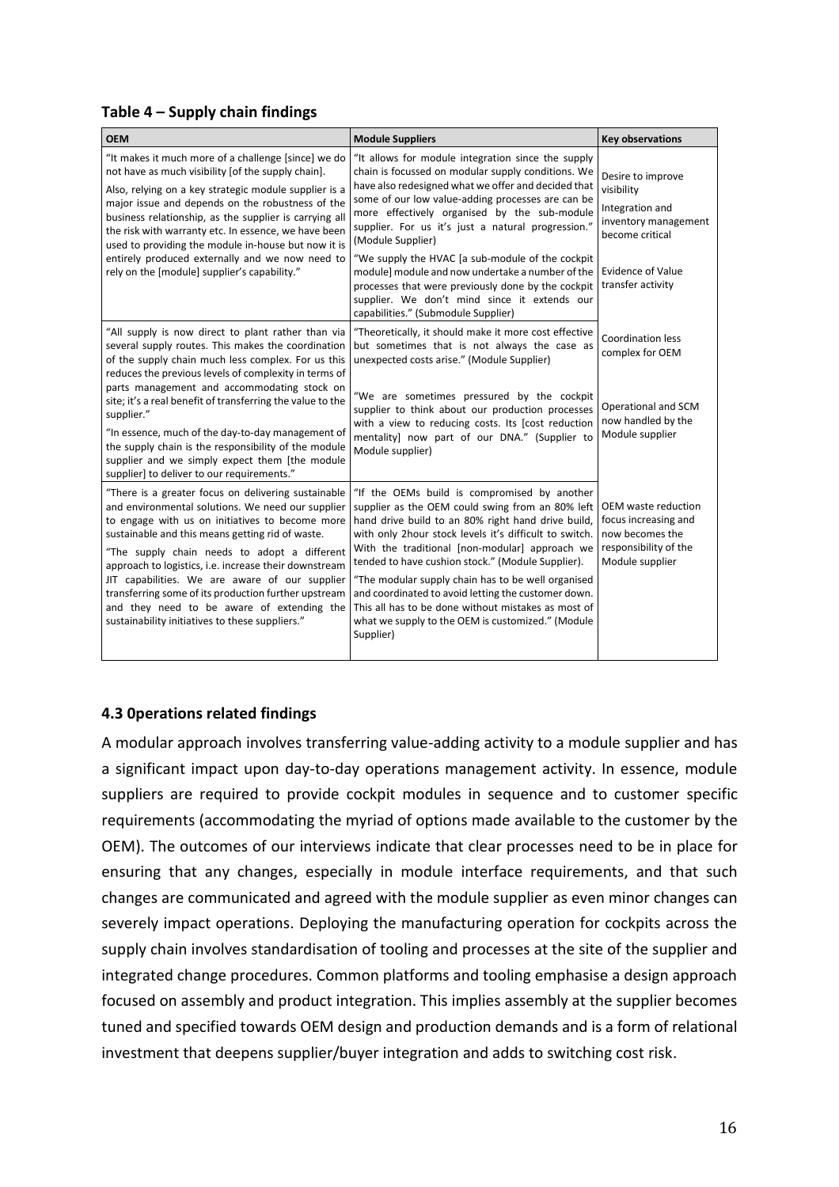### Table 4 – Supply chain findings

| OEM | Module Suppliers | Key observations |
|---|---|---|
| "It makes it much more of a challenge [since] we do not have as much visibility [of the supply chain]. Also, relying on a key strategic module supplier is a major issue and depends on the robustness of the business relationship, as the supplier is carrying all the risk with warranty etc. In essence, we have been used to providing the module in-house but now it is entirely produced externally and we now need to rely on the [module] supplier's capability." | "It allows for module integration since the supply chain is focussed on modular supply conditions. We have also redesigned what we offer and decided that some of our low value-adding processes are can be more effectively organised by the sub-module supplier. For us it's just a natural progression." (Module Supplier) "We supply the HVAC [a sub-module of the cockpit module] module and now undertake a number of the processes that were previously done by the cockpit supplier. We don't mind since it extends our capabilities." (Submodule Supplier) | Desire to improve visibility Integration and inventory management become critical Evidence of Value transfer activity |
| "All supply is now direct to plant rather than via several supply routes. This makes the coordination of the supply chain much less complex. For us this reduces the previous levels of complexity in terms of parts management and accommodating stock on site; it's a real benefit of transferring the value to the supplier." "In essence, much of the day-to-day management of the supply chain is the responsibility of the module supplier and we simply expect them [the module supplier] to deliver to our requirements." | "Theoretically, it should make it more cost effective but sometimes that is not always the case as unexpected costs arise." (Module Supplier) "We are sometimes pressured by the cockpit supplier to think about our production processes with a view to reducing costs. Its [cost reduction mentality] now part of our DNA." (Supplier to Module supplier) | Coordination less complex for OEM Operational and SCM now handled by the Module supplier |
| "There is a greater focus on delivering sustainable and environmental solutions. We need our supplier to engage with us on initiatives to become more sustainable and this means getting rid of waste. "The supply chain needs to adopt a different approach to logistics, i.e. increase their downstream JIT capabilities. We are aware of our supplier transferring some of its production further upstream and they need to be aware of extending the sustainability initiatives to these suppliers." | "If the OEMs build is compromised by another supplier as the OEM could swing from an 80% left hand drive build to an 80% right hand drive build, with only 2hour stock levels it's difficult to switch. With the traditional [non-modular] approach we tended to have cushion stock." (Module Supplier). "The modular supply chain has to be well organised and coordinated to avoid letting the customer down. This all has to be done without mistakes as most of what we supply to the OEM is customized." (Module Supplier) | OEM waste reduction focus increasing and now becomes the responsibility of the Module supplier |

### 4.3 0perations related findings

A modular approach involves transferring value-adding activity to a module supplier and has a significant impact upon day-to-day operations management activity. In essence, module suppliers are required to provide cockpit modules in sequence and to customer specific requirements (accommodating the myriad of options made available to the customer by the OEM). The outcomes of our interviews indicate that clear processes need to be in place for ensuring that any changes, especially in module interface requirements, and that such changes are communicated and agreed with the module supplier as even minor changes can severely impact operations. Deploying the manufacturing operation for cockpits across the supply chain involves standardisation of tooling and processes at the site of the supplier and integrated change procedures. Common platforms and tooling emphasise a design approach focused on assembly and product integration. This implies assembly at the supplier becomes tuned and specified towards OEM design and production demands and is a form of relational investment that deepens supplier/buyer integration and adds to switching cost risk.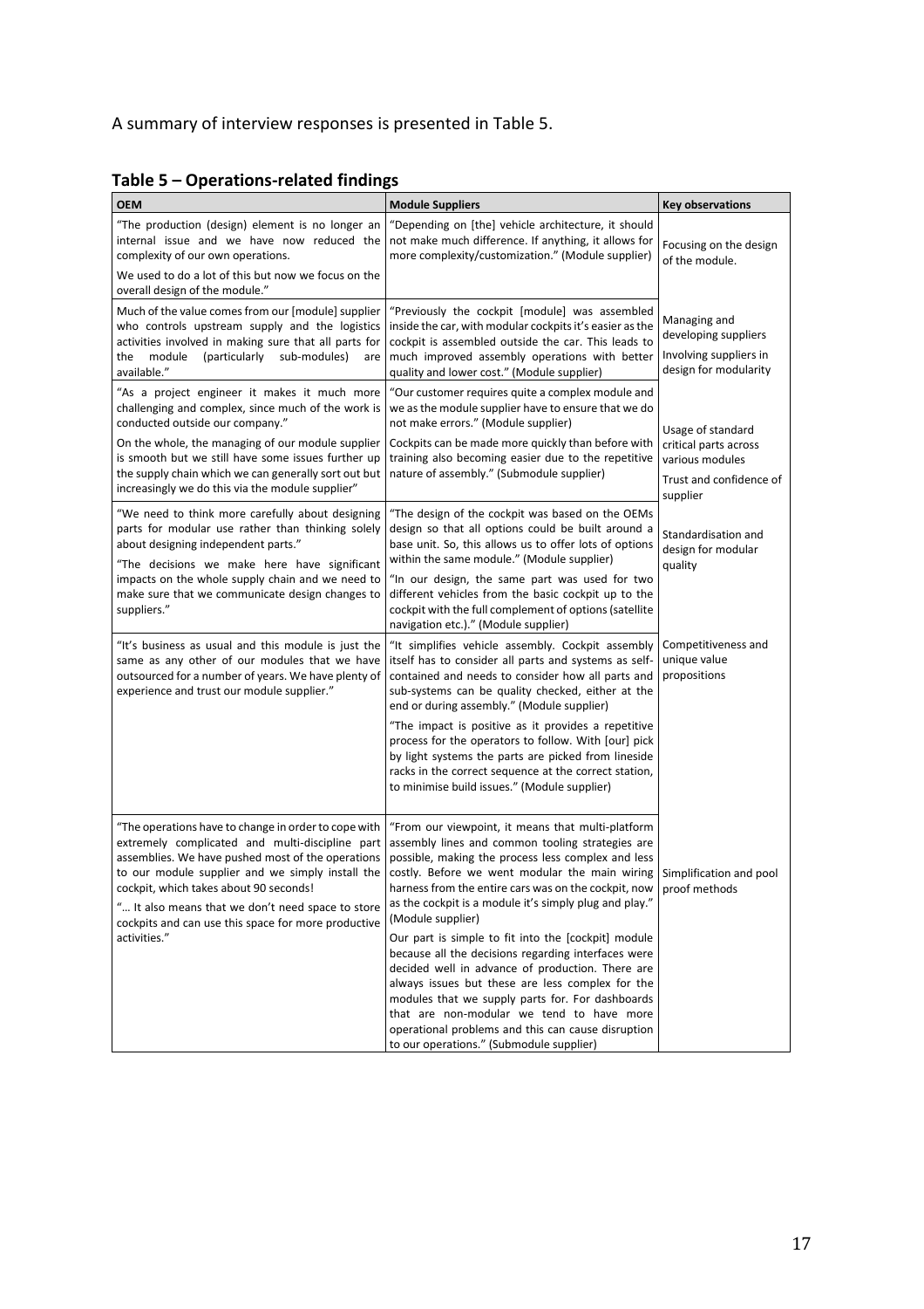A summary of interview responses is presented in Table 5.

## Table 5 – Operations-related findings

| OEM | Module Suppliers | Key observations |
|---|---|---|
| "The production (design) element is no longer an internal issue and we have now reduced the complexity of our own operations. We used to do a lot of this but now we focus on the overall design of the module." | "Depending on [the] vehicle architecture, it should not make much difference. If anything, it allows for more complexity/customization." (Module supplier) | Focusing on the design of the module. |
| Much of the value comes from our [module] supplier who controls upstream supply and the logistics activities involved in making sure that all parts for the module (particularly sub-modules) are available." | "Previously the cockpit [module] was assembled inside the car, with modular cockpits it's easier as the cockpit is assembled outside the car. This leads to much improved assembly operations with better quality and lower cost." (Module supplier) | Managing and developing suppliers<br>Involving suppliers in design for modularity |
| "As a project engineer it makes it much more challenging and complex, since much of the work is conducted outside our company."<br>On the whole, the managing of our module supplier is smooth but we still have some issues further up the supply chain which we can generally sort out but increasingly we do this via the module supplier" | "Our customer requires quite a complex module and we as the module supplier have to ensure that we do not make errors." (Module supplier)<br>Cockpits can be made more quickly than before with training also becoming easier due to the repetitive nature of assembly." (Submodule supplier) | Usage of standard critical parts across various modules<br>Trust and confidence of supplier |
| "We need to think more carefully about designing parts for modular use rather than thinking solely about designing independent parts."<br>"The decisions we make here have significant impacts on the whole supply chain and we need to make sure that we communicate design changes to suppliers." | "The design of the cockpit was based on the OEMs design so that all options could be built around a base unit. So, this allows us to offer lots of options within the same module." (Module supplier)<br>"In our design, the same part was used for two different vehicles from the basic cockpit up to the cockpit with the full complement of options (satellite navigation etc.)." (Module supplier) | Standardisation and design for modular quality |
| "It's business as usual and this module is just the same as any other of our modules that we have outsourced for a number of years. We have plenty of experience and trust our module supplier." | "It simplifies vehicle assembly. Cockpit assembly itself has to consider all parts and systems as self-contained and needs to consider how all parts and sub-systems can be quality checked, either at the end or during assembly." (Module supplier)<br>"The impact is positive as it provides a repetitive process for the operators to follow. With [our] pick by light systems the parts are picked from lineside racks in the correct sequence at the correct station, to minimise build issues." (Module supplier) | Competitiveness and unique value propositions |
| "The operations have to change in order to cope with extremely complicated and multi-discipline part assemblies. We have pushed most of the operations to our module supplier and we simply install the cockpit, which takes about 90 seconds!<br>"… It also means that we don't need space to store cockpits and can use this space for more productive activities." | "From our viewpoint, it means that multi-platform assembly lines and common tooling strategies are possible, making the process less complex and less costly. Before we went modular the main wiring harness from the entire cars was on the cockpit, now as the cockpit is a module it's simply plug and play." (Module supplier)<br>Our part is simple to fit into the [cockpit] module because all the decisions regarding interfaces were decided well in advance of production. There are always issues but these are less complex for the modules that we supply parts for. For dashboards that are non-modular we tend to have more operational problems and this can cause disruption to our operations." (Submodule supplier) | Simplification and pool proof methods |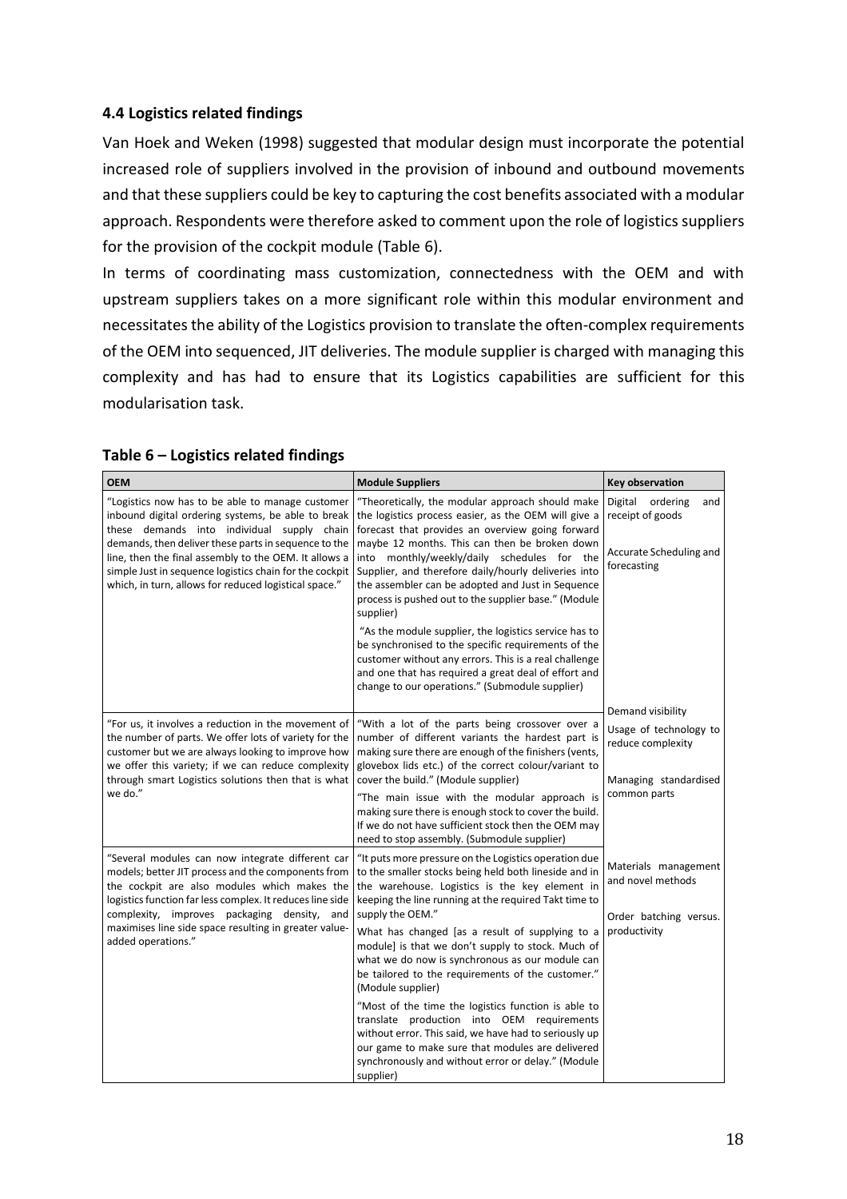### 4.4 Logistics related findings

Van Hoek and Weken (1998) suggested that modular design must incorporate the potential increased role of suppliers involved in the provision of inbound and outbound movements and that these suppliers could be key to capturing the cost benefits associated with a modular approach. Respondents were therefore asked to comment upon the role of logistics suppliers for the provision of the cockpit module (Table 6).

In terms of coordinating mass customization, connectedness with the OEM and with upstream suppliers takes on a more significant role within this modular environment and necessitates the ability of the Logistics provision to translate the often-complex requirements of the OEM into sequenced, JIT deliveries. The module supplier is charged with managing this complexity and has had to ensure that its Logistics capabilities are sufficient for this modularisation task.

**Table 6 – Logistics related findings**

| OEM | Module Suppliers | Key observation |
|---|---|---|
| "Logistics now has to be able to manage customer inbound digital ordering systems, be able to break these demands into individual supply chain demands, then deliver these parts in sequence to the line, then the final assembly to the OEM. It allows a simple Just in sequence logistics chain for the cockpit which, in turn, allows for reduced logistical space." | "Theoretically, the modular approach should make the logistics process easier, as the OEM will give a forecast that provides an overview going forward maybe 12 months. This can then be broken down into monthly/weekly/daily schedules for the Supplier, and therefore daily/hourly deliveries into the assembler can be adopted and Just in Sequence process is pushed out to the supplier base." (Module supplier)<br><br>"As the module supplier, the logistics service has to be synchronised to the specific requirements of the customer without any errors. This is a real challenge and one that has required a great deal of effort and change to our operations." (Submodule supplier) | Digital ordering and receipt of goods<br><br>Accurate Scheduling and forecasting |
| "For us, it involves a reduction in the movement of the number of parts. We offer lots of variety for the customer but we are always looking to improve how we offer this variety; if we can reduce complexity through smart Logistics solutions then that is what we do." | "With a lot of the parts being crossover over a number of different variants the hardest part is making sure there are enough of the finishers (vents, glovebox lids etc.) of the correct colour/variant to cover the build." (Module supplier)<br><br>"The main issue with the modular approach is making sure there is enough stock to cover the build. If we do not have sufficient stock then the OEM may need to stop assembly. (Submodule supplier) | Demand visibility<br><br>Usage of technology to reduce complexity<br><br>Managing standardised common parts |
| "Several modules can now integrate different car models; better JIT process and the components from the cockpit are also modules which makes the logistics function far less complex. It reduces line side complexity, improves packaging density, and maximises line side space resulting in greater value-added operations." | "It puts more pressure on the Logistics operation due to the smaller stocks being held both lineside and in the warehouse. Logistics is the key element in keeping the line running at the required Takt time to supply the OEM."<br><br>What has changed [as a result of supplying to a module] is that we don't supply to stock. Much of what we do now is synchronous as our module can be tailored to the requirements of the customer." (Module supplier)<br><br>"Most of the time the logistics function is able to translate production into OEM requirements without error. This said, we have had to seriously up our game to make sure that modules are delivered synchronously and without error or delay." (Module supplier) | Materials management and novel methods<br><br>Order batching versus. productivity |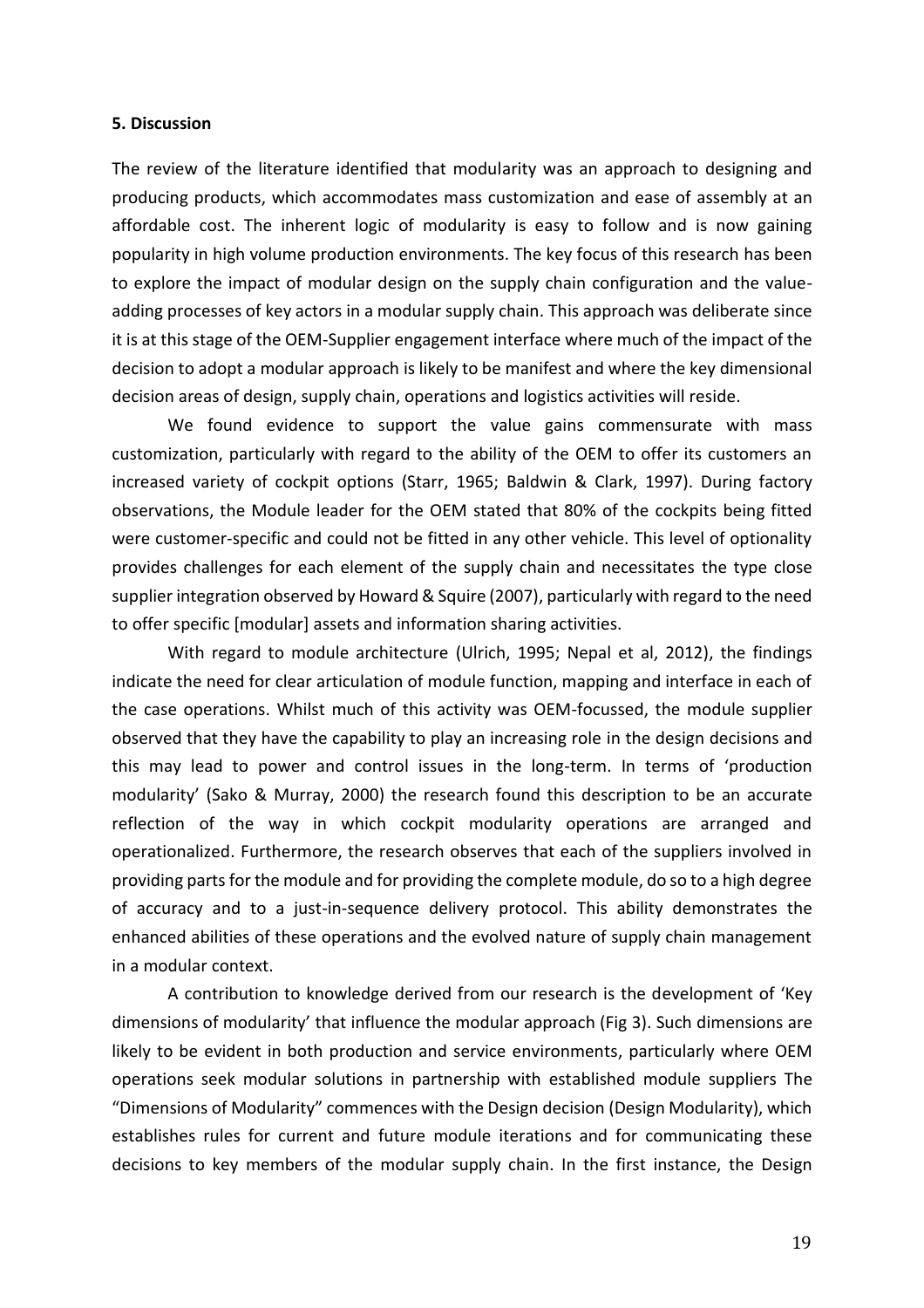**5. Discussion**

The review of the literature identified that modularity was an approach to designing and producing products, which accommodates mass customization and ease of assembly at an affordable cost. The inherent logic of modularity is easy to follow and is now gaining popularity in high volume production environments. The key focus of this research has been to explore the impact of modular design on the supply chain configuration and the value-adding processes of key actors in a modular supply chain. This approach was deliberate since it is at this stage of the OEM-Supplier engagement interface where much of the impact of the decision to adopt a modular approach is likely to be manifest and where the key dimensional decision areas of design, supply chain, operations and logistics activities will reside.

We found evidence to support the value gains commensurate with mass customization, particularly with regard to the ability of the OEM to offer its customers an increased variety of cockpit options (Starr, 1965; Baldwin & Clark, 1997). During factory observations, the Module leader for the OEM stated that 80% of the cockpits being fitted were customer-specific and could not be fitted in any other vehicle. This level of optionality provides challenges for each element of the supply chain and necessitates the type close supplier integration observed by Howard & Squire (2007), particularly with regard to the need to offer specific [modular] assets and information sharing activities.

With regard to module architecture (Ulrich, 1995; Nepal et al, 2012), the findings indicate the need for clear articulation of module function, mapping and interface in each of the case operations. Whilst much of this activity was OEM-focussed, the module supplier observed that they have the capability to play an increasing role in the design decisions and this may lead to power and control issues in the long-term. In terms of 'production modularity' (Sako & Murray, 2000) the research found this description to be an accurate reflection of the way in which cockpit modularity operations are arranged and operationalized. Furthermore, the research observes that each of the suppliers involved in providing parts for the module and for providing the complete module, do so to a high degree of accuracy and to a just-in-sequence delivery protocol. This ability demonstrates the enhanced abilities of these operations and the evolved nature of supply chain management in a modular context.

A contribution to knowledge derived from our research is the development of 'Key dimensions of modularity' that influence the modular approach (Fig 3). Such dimensions are likely to be evident in both production and service environments, particularly where OEM operations seek modular solutions in partnership with established module suppliers The "Dimensions of Modularity" commences with the Design decision (Design Modularity), which establishes rules for current and future module iterations and for communicating these decisions to key members of the modular supply chain. In the first instance, the Design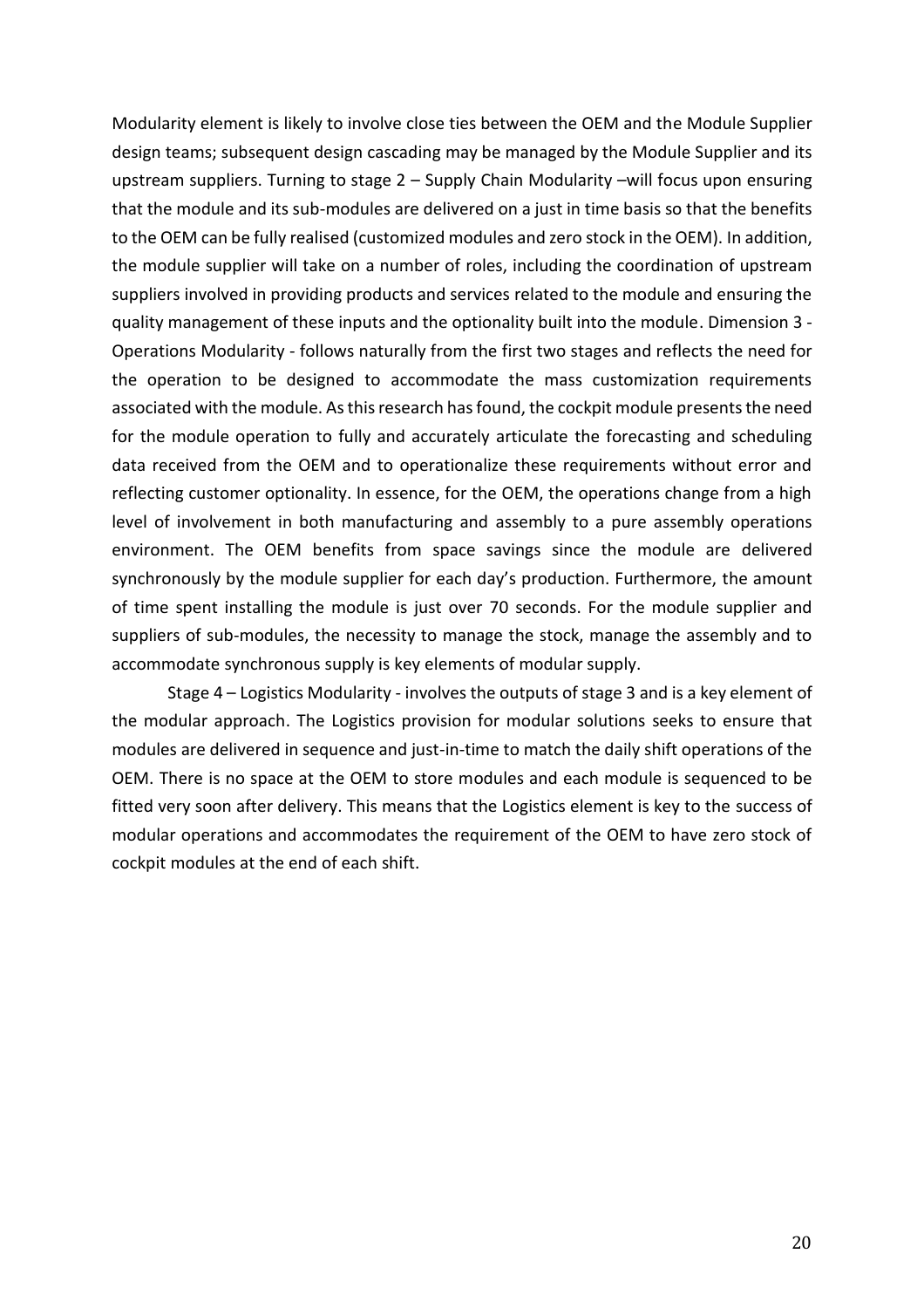Modularity element is likely to involve close ties between the OEM and the Module Supplier design teams; subsequent design cascading may be managed by the Module Supplier and its upstream suppliers. Turning to stage 2 – Supply Chain Modularity –will focus upon ensuring that the module and its sub-modules are delivered on a just in time basis so that the benefits to the OEM can be fully realised (customized modules and zero stock in the OEM). In addition, the module supplier will take on a number of roles, including the coordination of upstream suppliers involved in providing products and services related to the module and ensuring the quality management of these inputs and the optionality built into the module. Dimension 3 - Operations Modularity - follows naturally from the first two stages and reflects the need for the operation to be designed to accommodate the mass customization requirements associated with the module. As this research has found, the cockpit module presents the need for the module operation to fully and accurately articulate the forecasting and scheduling data received from the OEM and to operationalize these requirements without error and reflecting customer optionality. In essence, for the OEM, the operations change from a high level of involvement in both manufacturing and assembly to a pure assembly operations environment. The OEM benefits from space savings since the module are delivered synchronously by the module supplier for each day's production. Furthermore, the amount of time spent installing the module is just over 70 seconds. For the module supplier and suppliers of sub-modules, the necessity to manage the stock, manage the assembly and to accommodate synchronous supply is key elements of modular supply.

Stage 4 – Logistics Modularity - involves the outputs of stage 3 and is a key element of the modular approach. The Logistics provision for modular solutions seeks to ensure that modules are delivered in sequence and just-in-time to match the daily shift operations of the OEM. There is no space at the OEM to store modules and each module is sequenced to be fitted very soon after delivery. This means that the Logistics element is key to the success of modular operations and accommodates the requirement of the OEM to have zero stock of cockpit modules at the end of each shift.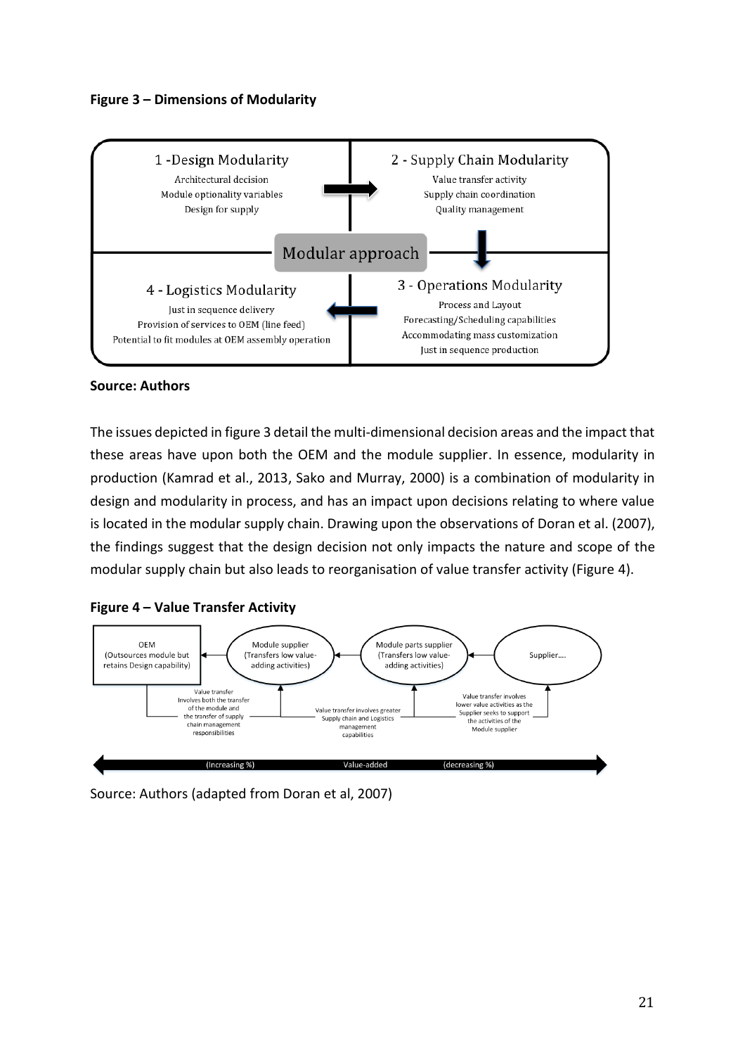**Figure 3 – Dimensions of Modularity**

| 1 - Design Modularity | 2 - Supply Chain Modularity |
|---|---|
| Architectural decision<br>Module optionality variables<br>Design for supply | Value transfer activity<br>Supply chain coordination<br>Quality management |
| **4 - Logistics Modularity** | **3 - Operations Modularity** |
| Just in sequence delivery<br>Provision of services to OEM (line feed)<br>Potential to fit modules at OEM assembly operation | Process and Layout<br>Forecasting/Scheduling capabilities<br>Accommodating mass customization<br>Just in sequence production |

Modular approach

**Source: Authors**

The issues depicted in figure 3 detail the multi-dimensional decision areas and the impact that these areas have upon both the OEM and the module supplier. In essence, modularity in production (Kamrad et al., 2013, Sako and Murray, 2000) is a combination of modularity in design and modularity in process, and has an impact upon decisions relating to where value is located in the modular supply chain. Drawing upon the observations of Doran et al. (2007), the findings suggest that the design decision not only impacts the nature and scope of the modular supply chain but also leads to reorganisation of value transfer activity (Figure 4).

**Figure 4 – Value Transfer Activity**

OEM (Outsources module but retains Design capability) ← Module supplier (Transfers low value-adding activities) ← Module parts supplier (Transfers low value-adding activities) ← Supplier....

- Value transfer involves both the transfer of the module and the transfer of supply chain management responsibilities
- Value transfer involves greater Supply chain and Logistics management capabilities
- Value transfer involves lower value activities as the Supplier seeks to support the activities of the Module supplier

(Increasing %) Value-added (decreasing %)

Source: Authors (adapted from Doran et al, 2007)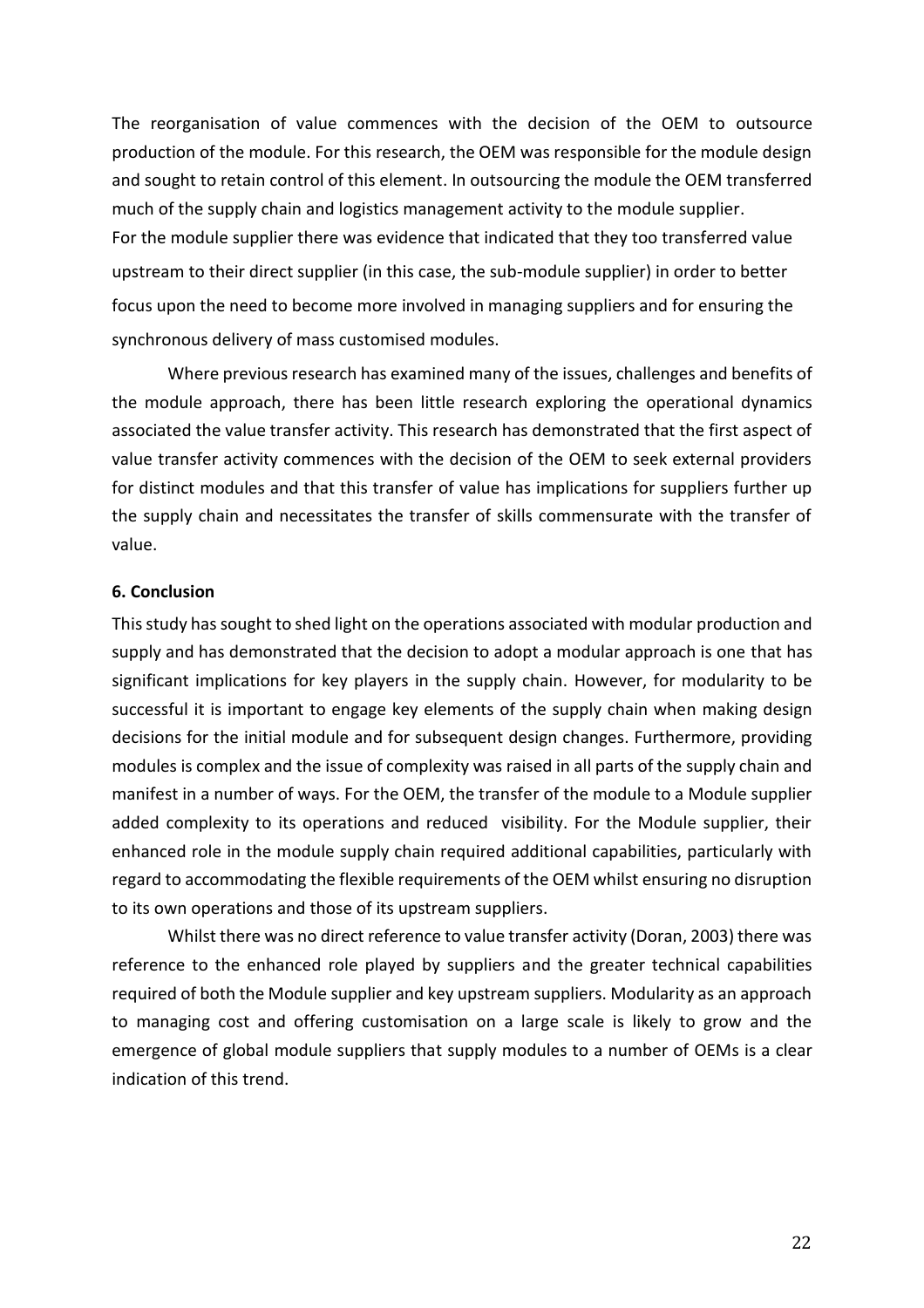The reorganisation of value commences with the decision of the OEM to outsource production of the module. For this research, the OEM was responsible for the module design and sought to retain control of this element. In outsourcing the module the OEM transferred much of the supply chain and logistics management activity to the module supplier.
For the module supplier there was evidence that indicated that they too transferred value upstream to their direct supplier (in this case, the sub-module supplier) in order to better focus upon the need to become more involved in managing suppliers and for ensuring the synchronous delivery of mass customised modules.

Where previous research has examined many of the issues, challenges and benefits of the module approach, there has been little research exploring the operational dynamics associated the value transfer activity. This research has demonstrated that the first aspect of value transfer activity commences with the decision of the OEM to seek external providers for distinct modules and that this transfer of value has implications for suppliers further up the supply chain and necessitates the transfer of skills commensurate with the transfer of value.

**6. Conclusion**

This study has sought to shed light on the operations associated with modular production and supply and has demonstrated that the decision to adopt a modular approach is one that has significant implications for key players in the supply chain. However, for modularity to be successful it is important to engage key elements of the supply chain when making design decisions for the initial module and for subsequent design changes. Furthermore, providing modules is complex and the issue of complexity was raised in all parts of the supply chain and manifest in a number of ways. For the OEM, the transfer of the module to a Module supplier added complexity to its operations and reduced visibility. For the Module supplier, their enhanced role in the module supply chain required additional capabilities, particularly with regard to accommodating the flexible requirements of the OEM whilst ensuring no disruption to its own operations and those of its upstream suppliers.

Whilst there was no direct reference to value transfer activity (Doran, 2003) there was reference to the enhanced role played by suppliers and the greater technical capabilities required of both the Module supplier and key upstream suppliers. Modularity as an approach to managing cost and offering customisation on a large scale is likely to grow and the emergence of global module suppliers that supply modules to a number of OEMs is a clear indication of this trend.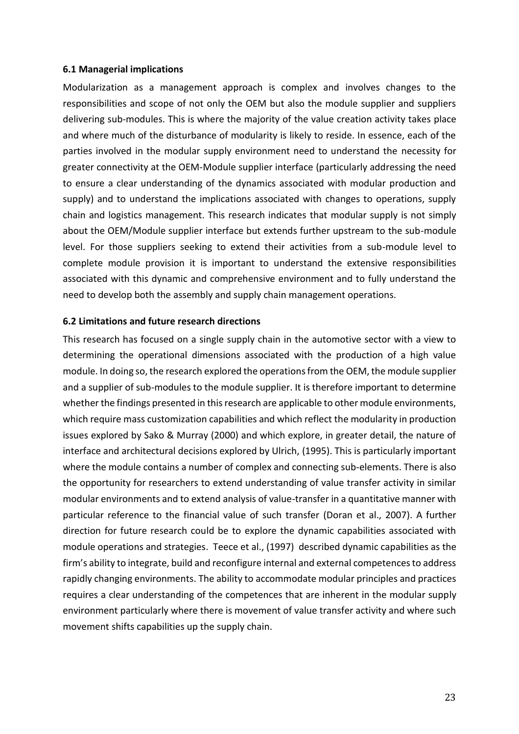### 6.1 Managerial implications

Modularization as a management approach is complex and involves changes to the responsibilities and scope of not only the OEM but also the module supplier and suppliers delivering sub-modules. This is where the majority of the value creation activity takes place and where much of the disturbance of modularity is likely to reside. In essence, each of the parties involved in the modular supply environment need to understand the necessity for greater connectivity at the OEM-Module supplier interface (particularly addressing the need to ensure a clear understanding of the dynamics associated with modular production and supply) and to understand the implications associated with changes to operations, supply chain and logistics management. This research indicates that modular supply is not simply about the OEM/Module supplier interface but extends further upstream to the sub-module level. For those suppliers seeking to extend their activities from a sub-module level to complete module provision it is important to understand the extensive responsibilities associated with this dynamic and comprehensive environment and to fully understand the need to develop both the assembly and supply chain management operations.

### 6.2 Limitations and future research directions

This research has focused on a single supply chain in the automotive sector with a view to determining the operational dimensions associated with the production of a high value module. In doing so, the research explored the operations from the OEM, the module supplier and a supplier of sub-modules to the module supplier. It is therefore important to determine whether the findings presented in this research are applicable to other module environments, which require mass customization capabilities and which reflect the modularity in production issues explored by Sako & Murray (2000) and which explore, in greater detail, the nature of interface and architectural decisions explored by Ulrich, (1995). This is particularly important where the module contains a number of complex and connecting sub-elements. There is also the opportunity for researchers to extend understanding of value transfer activity in similar modular environments and to extend analysis of value-transfer in a quantitative manner with particular reference to the financial value of such transfer (Doran et al., 2007). A further direction for future research could be to explore the dynamic capabilities associated with module operations and strategies. Teece et al., (1997) described dynamic capabilities as the firm's ability to integrate, build and reconfigure internal and external competences to address rapidly changing environments. The ability to accommodate modular principles and practices requires a clear understanding of the competences that are inherent in the modular supply environment particularly where there is movement of value transfer activity and where such movement shifts capabilities up the supply chain.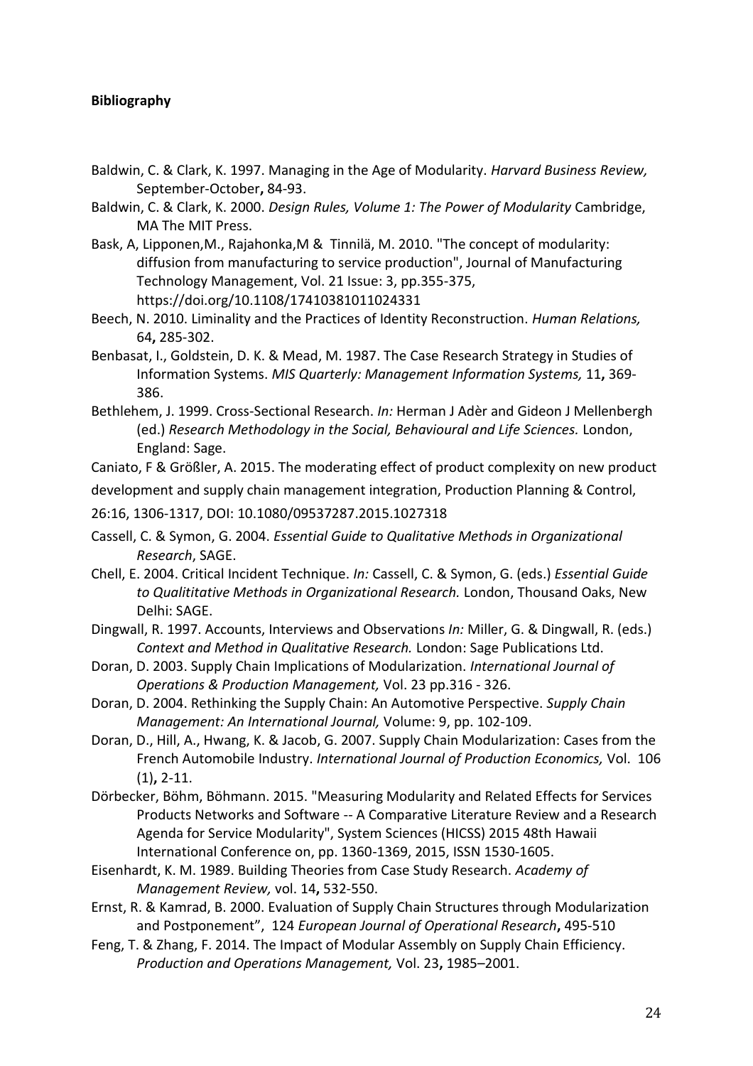**Bibliography**

Baldwin, C. & Clark, K. 1997. Managing in the Age of Modularity. *Harvard Business Review,* September-October**,** 84-93.

Baldwin, C. & Clark, K. 2000. *Design Rules, Volume 1: The Power of Modularity* Cambridge, MA The MIT Press.

Bask, A, Lipponen,M., Rajahonka,M & Tinnilä, M. 2010. "The concept of modularity: diffusion from manufacturing to service production", Journal of Manufacturing Technology Management, Vol. 21 Issue: 3, pp.355-375, https://doi.org/10.1108/17410381011024331

Beech, N. 2010. Liminality and the Practices of Identity Reconstruction. *Human Relations,* 64**,** 285-302.

Benbasat, I., Goldstein, D. K. & Mead, M. 1987. The Case Research Strategy in Studies of Information Systems. *MIS Quarterly: Management Information Systems,* 11**,** 369-386.

Bethlehem, J. 1999. Cross-Sectional Research. *In:* Herman J Adèr and Gideon J Mellenbergh (ed.) *Research Methodology in the Social, Behavioural and Life Sciences.* London, England: Sage.

Caniato, F & Größler, A. 2015. The moderating effect of product complexity on new product development and supply chain management integration, Production Planning & Control, 26:16, 1306-1317, DOI: 10.1080/09537287.2015.1027318

Cassell, C. & Symon, G. 2004. *Essential Guide to Qualitative Methods in Organizational Research*, SAGE.

Chell, E. 2004. Critical Incident Technique. *In:* Cassell, C. & Symon, G. (eds.) *Essential Guide to Qualititative Methods in Organizational Research.* London, Thousand Oaks, New Delhi: SAGE.

Dingwall, R. 1997. Accounts, Interviews and Observations *In:* Miller, G. & Dingwall, R. (eds.) *Context and Method in Qualitative Research.* London: Sage Publications Ltd.

Doran, D. 2003. Supply Chain Implications of Modularization. *International Journal of Operations & Production Management,* Vol. 23 pp.316 - 326.

Doran, D. 2004. Rethinking the Supply Chain: An Automotive Perspective. *Supply Chain Management: An International Journal,* Volume: 9, pp. 102-109.

Doran, D., Hill, A., Hwang, K. & Jacob, G. 2007. Supply Chain Modularization: Cases from the French Automobile Industry. *International Journal of Production Economics,* Vol. 106 (1)**,** 2-11.

Dörbecker, Böhm, Böhmann. 2015. "Measuring Modularity and Related Effects for Services Products Networks and Software -- A Comparative Literature Review and a Research Agenda for Service Modularity", System Sciences (HICSS) 2015 48th Hawaii International Conference on, pp. 1360-1369, 2015, ISSN 1530-1605.

Eisenhardt, K. M. 1989. Building Theories from Case Study Research. *Academy of Management Review,* vol. 14**,** 532-550.

Ernst, R. & Kamrad, B. 2000. Evaluation of Supply Chain Structures through Modularization and Postponement", 124 *European Journal of Operational Research***,** 495-510

Feng, T. & Zhang, F. 2014. The Impact of Modular Assembly on Supply Chain Efficiency. *Production and Operations Management,* Vol. 23**,** 1985–2001.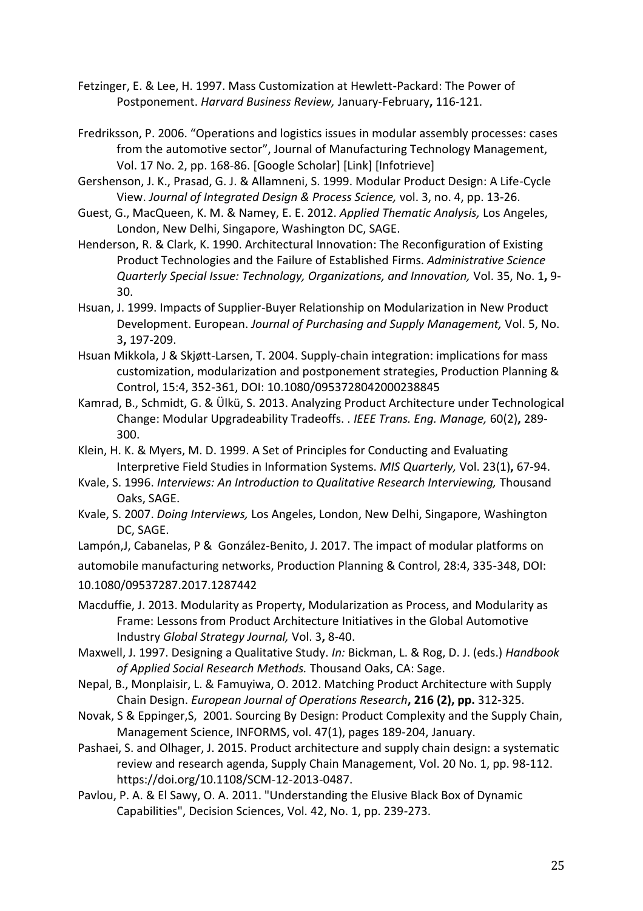Fetzinger, E. & Lee, H. 1997. Mass Customization at Hewlett-Packard: The Power of Postponement. *Harvard Business Review,* January-February**,** 116-121.

Fredriksson, P. 2006. "Operations and logistics issues in modular assembly processes: cases from the automotive sector", Journal of Manufacturing Technology Management, Vol. 17 No. 2, pp. 168-86. [Google Scholar] [Link] [Infotrieve]

Gershenson, J. K., Prasad, G. J. & Allamneni, S. 1999. Modular Product Design: A Life-Cycle View. *Journal of Integrated Design & Process Science,* vol. 3, no. 4, pp. 13-26.

Guest, G., MacQueen, K. M. & Namey, E. E. 2012. *Applied Thematic Analysis,* Los Angeles, London, New Delhi, Singapore, Washington DC, SAGE.

Henderson, R. & Clark, K. 1990. Architectural Innovation: The Reconfiguration of Existing Product Technologies and the Failure of Established Firms. *Administrative Science Quarterly Special Issue: Technology, Organizations, and Innovation,* Vol. 35, No. 1**,** 9-30.

Hsuan, J. 1999. Impacts of Supplier-Buyer Relationship on Modularization in New Product Development. European. *Journal of Purchasing and Supply Management,* Vol. 5, No. 3**,** 197-209.

Hsuan Mikkola, J & Skjøtt-Larsen, T. 2004. Supply-chain integration: implications for mass customization, modularization and postponement strategies, Production Planning & Control, 15:4, 352-361, DOI: 10.1080/0953728042000238845

Kamrad, B., Schmidt, G. & Ülkü, S. 2013. Analyzing Product Architecture under Technological Change: Modular Upgradeability Tradeoffs. . *IEEE Trans. Eng. Manage,* 60(2)**,** 289-300.

Klein, H. K. & Myers, M. D. 1999. A Set of Principles for Conducting and Evaluating Interpretive Field Studies in Information Systems. *MIS Quarterly,* Vol. 23(1)**,** 67-94.

Kvale, S. 1996. *Interviews: An Introduction to Qualitative Research Interviewing,* Thousand Oaks, SAGE.

Kvale, S. 2007. *Doing Interviews,* Los Angeles, London, New Delhi, Singapore, Washington DC, SAGE.

Lampón,J, Cabanelas, P & González-Benito, J. 2017. The impact of modular platforms on automobile manufacturing networks, Production Planning & Control, 28:4, 335-348, DOI: 10.1080/09537287.2017.1287442

Macduffie, J. 2013. Modularity as Property, Modularization as Process, and Modularity as Frame: Lessons from Product Architecture Initiatives in the Global Automotive Industry *Global Strategy Journal,* Vol. 3**,** 8-40.

Maxwell, J. 1997. Designing a Qualitative Study. *In:* Bickman, L. & Rog, D. J. (eds.) *Handbook of Applied Social Research Methods.* Thousand Oaks, CA: Sage.

Nepal, B., Monplaisir, L. & Famuyiwa, O. 2012. Matching Product Architecture with Supply Chain Design. *European Journal of Operations Research***, 216 (2), pp.** 312-325.

Novak, S & Eppinger,S, 2001. Sourcing By Design: Product Complexity and the Supply Chain, Management Science, INFORMS, vol. 47(1), pages 189-204, January.

Pashaei, S. and Olhager, J. 2015. Product architecture and supply chain design: a systematic review and research agenda, Supply Chain Management, Vol. 20 No. 1, pp. 98-112. https://doi.org/10.1108/SCM-12-2013-0487.

Pavlou, P. A. & El Sawy, O. A. 2011. "Understanding the Elusive Black Box of Dynamic Capabilities", Decision Sciences, Vol. 42, No. 1, pp. 239-273.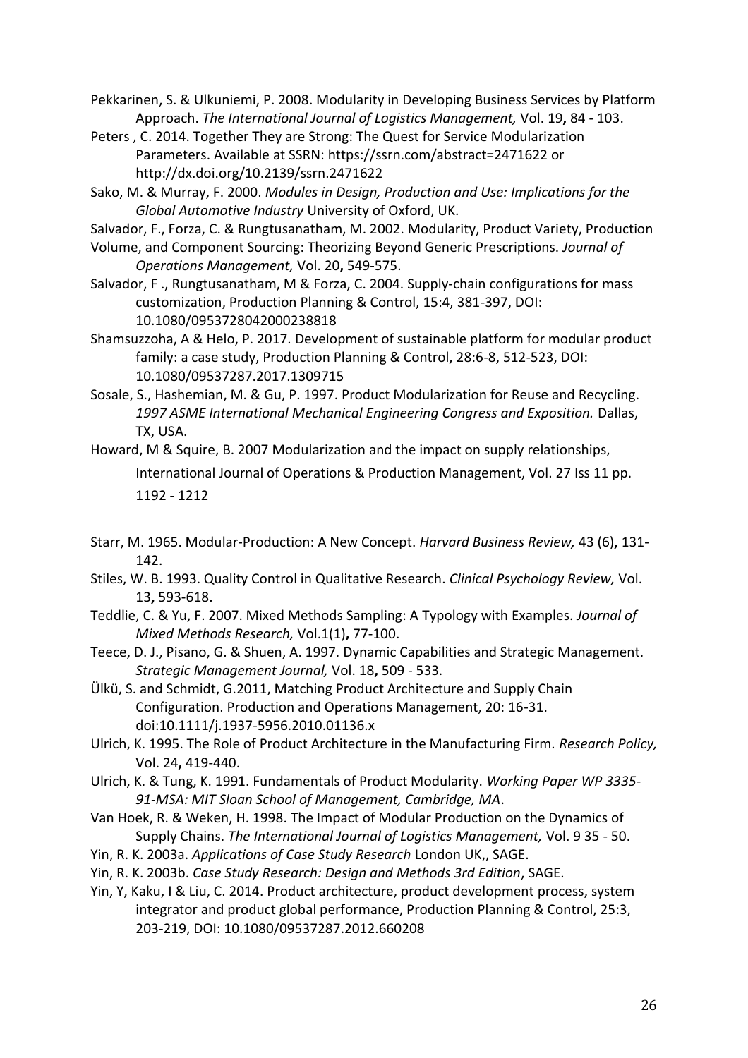Pekkarinen, S. & Ulkuniemi, P. 2008. Modularity in Developing Business Services by Platform Approach. *The International Journal of Logistics Management,* Vol. 19**,** 84 - 103.

Peters , C. 2014. Together They are Strong: The Quest for Service Modularization Parameters. Available at SSRN: https://ssrn.com/abstract=2471622 or http://dx.doi.org/10.2139/ssrn.2471622

Sako, M. & Murray, F. 2000. *Modules in Design, Production and Use: Implications for the Global Automotive Industry* University of Oxford, UK.

Salvador, F., Forza, C. & Rungtusanatham, M. 2002. Modularity, Product Variety, Production Volume, and Component Sourcing: Theorizing Beyond Generic Prescriptions. *Journal of Operations Management,* Vol. 20**,** 549-575.

Salvador, F ., Rungtusanatham, M & Forza, C. 2004. Supply-chain configurations for mass customization, Production Planning & Control, 15:4, 381-397, DOI: 10.1080/0953728042000238818

Shamsuzzoha, A & Helo, P. 2017. Development of sustainable platform for modular product family: a case study, Production Planning & Control, 28:6-8, 512-523, DOI: 10.1080/09537287.2017.1309715

Sosale, S., Hashemian, M. & Gu, P. 1997. Product Modularization for Reuse and Recycling. *1997 ASME International Mechanical Engineering Congress and Exposition.* Dallas, TX, USA.

Howard, M & Squire, B. 2007 Modularization and the impact on supply relationships, International Journal of Operations & Production Management, Vol. 27 Iss 11 pp. 1192 - 1212

Starr, M. 1965. Modular-Production: A New Concept. *Harvard Business Review,* 43 (6)**,** 131-142.

Stiles, W. B. 1993. Quality Control in Qualitative Research. *Clinical Psychology Review,* Vol. 13**,** 593-618.

Teddlie, C. & Yu, F. 2007. Mixed Methods Sampling: A Typology with Examples. *Journal of Mixed Methods Research,* Vol.1(1)**,** 77-100.

Teece, D. J., Pisano, G. & Shuen, A. 1997. Dynamic Capabilities and Strategic Management. *Strategic Management Journal,* Vol. 18**,** 509 - 533.

Ülkü, S. and Schmidt, G.2011, Matching Product Architecture and Supply Chain Configuration. Production and Operations Management, 20: 16-31. doi:10.1111/j.1937-5956.2010.01136.x

Ulrich, K. 1995. The Role of Product Architecture in the Manufacturing Firm. *Research Policy,* Vol. 24**,** 419-440.

Ulrich, K. & Tung, K. 1991. Fundamentals of Product Modularity. *Working Paper WP 3335-91-MSA: MIT Sloan School of Management, Cambridge, MA*.

Van Hoek, R. & Weken, H. 1998. The Impact of Modular Production on the Dynamics of Supply Chains. *The International Journal of Logistics Management,* Vol. 9 35 - 50.

Yin, R. K. 2003a. *Applications of Case Study Research* London UK,, SAGE.

Yin, R. K. 2003b. *Case Study Research: Design and Methods 3rd Edition*, SAGE.

Yin, Y, Kaku, I & Liu, C. 2014. Product architecture, product development process, system integrator and product global performance, Production Planning & Control, 25:3, 203-219, DOI: 10.1080/09537287.2012.660208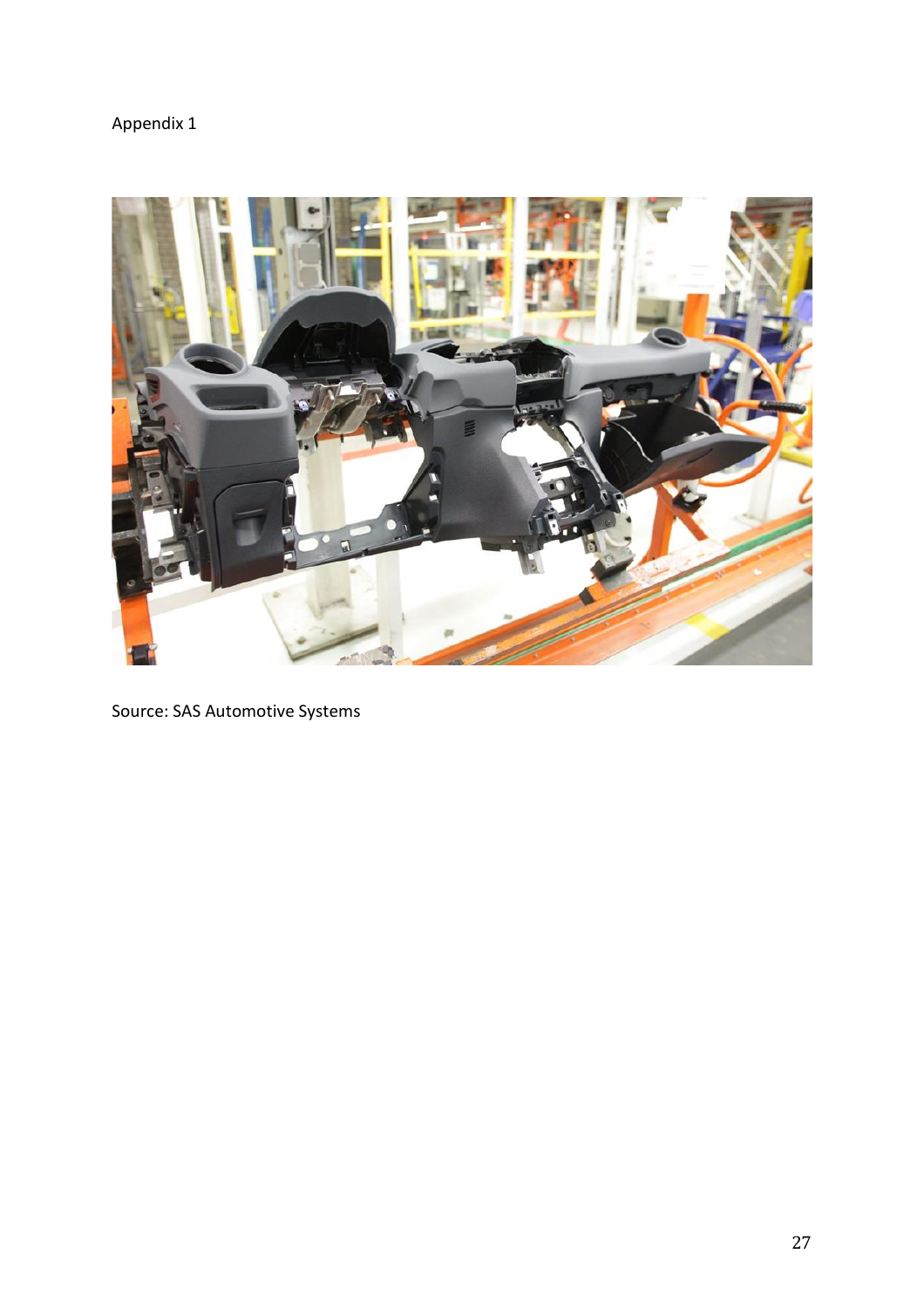Appendix 1

Source: SAS Automotive Systems